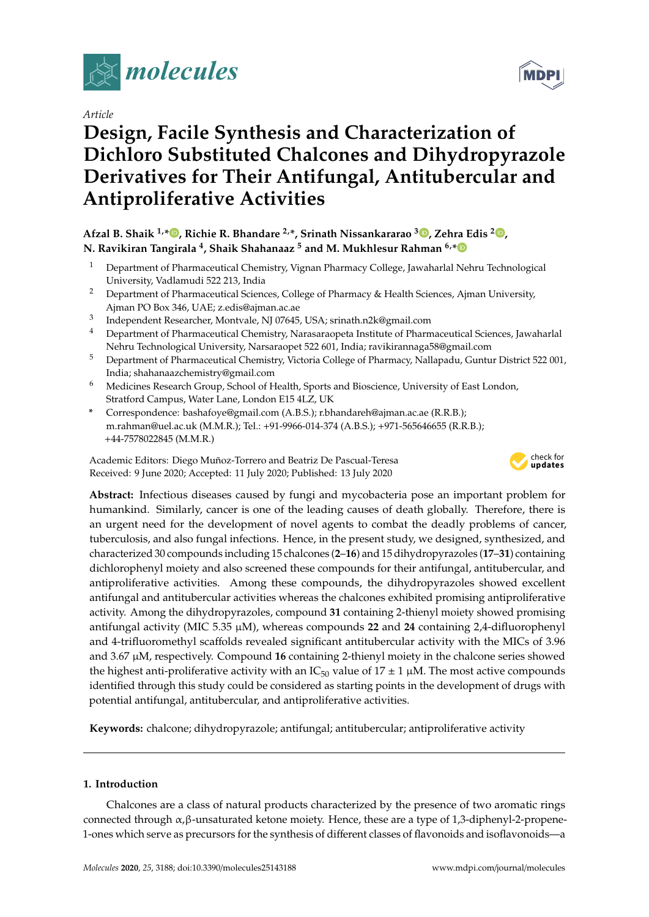*Article*

# Design, Facile Synthesis and Characterization of Dichloro Substituted Chalcones and Dihydropyrazole Derivatives for Their Antifungal, Antitubercular and Antiproliferative Activities

**Afzal B. Shaik [1,*], Richie R. Bhandare [2,*], Srinath Nissankararao [3], Zehra Edis [2], N. Ravikiran Tangirala [4], Shaik Shahanaaz [5] and M. Mukhlesur Rahman [6,*]**

1. Department of Pharmaceutical Chemistry, Vignan Pharmacy College, Jawaharlal Nehru Technological University, Vadlamudi 522 213, India
2. Department of Pharmaceutical Sciences, College of Pharmacy & Health Sciences, Ajman University, Ajman PO Box 346, UAE; z.edis@ajman.ac.ae
3. Independent Researcher, Montvale, NJ 07645, USA; srinath.n2k@gmail.com
4. Department of Pharmaceutical Chemistry, Narasaraopeta Institute of Pharmaceutical Sciences, Jawaharlal Nehru Technological University, Narsaraopet 522 601, India; ravikirannaga58@gmail.com
5. Department of Pharmaceutical Chemistry, Victoria College of Pharmacy, Nallapadu, Guntur District 522 001, India; shahanaazchemistry@gmail.com
6. Medicines Research Group, School of Health, Sports and Bioscience, University of East London, Stratford Campus, Water Lane, London E15 4LZ, UK

\* Correspondence: bashafoye@gmail.com (A.B.S.); r.bhandareh@ajman.ac.ae (R.R.B.); m.rahman@uel.ac.uk (M.M.R.); Tel.: +91-9966-014-374 (A.B.S.); +971-565646655 (R.R.B.); +44-7578022845 (M.M.R.)

Academic Editors: Diego Muñoz-Torrero and Beatriz De Pascual-Teresa
Received: 9 June 2020; Accepted: 11 July 2020; Published: 13 July 2020

**Abstract:** Infectious diseases caused by fungi and mycobacteria pose an important problem for humankind. Similarly, cancer is one of the leading causes of death globally. Therefore, there is an urgent need for the development of novel agents to combat the deadly problems of cancer, tuberculosis, and also fungal infections. Hence, in the present study, we designed, synthesized, and characterized 30 compounds including 15 chalcones (**2**–**16**) and 15 dihydropyrazoles (**17**–**31**) containing dichlorophenyl moiety and also screened these compounds for their antifungal, antitubercular, and antiproliferative activities. Among these compounds, the dihydropyrazoles showed excellent antifungal and antitubercular activities whereas the chalcones exhibited promising antiproliferative activity. Among the dihydropyrazoles, compound **31** containing 2-thienyl moiety showed promising antifungal activity (MIC 5.35 μM), whereas compounds **22** and **24** containing 2,4-difluorophenyl and 4-trifluoromethyl scaffolds revealed significant antitubercular activity with the MICs of 3.96 and 3.67 μM, respectively. Compound **16** containing 2-thienyl moiety in the chalcone series showed the highest anti-proliferative activity with an $IC_{50}$ value of $17 \pm 1$ μM. The most active compounds identified through this study could be considered as starting points in the development of drugs with potential antifungal, antitubercular, and antiproliferative activities.

**Keywords:** chalcone; dihydropyrazole; antifungal; antitubercular; antiproliferative activity

## 1. Introduction

Chalcones are a class of natural products characterized by the presence of two aromatic rings connected through α,β-unsaturated ketone moiety. Hence, these are a type of 1,3-diphenyl-2-propene-1-ones which serve as precursors for the synthesis of different classes of flavonoids and isoflavonoids—a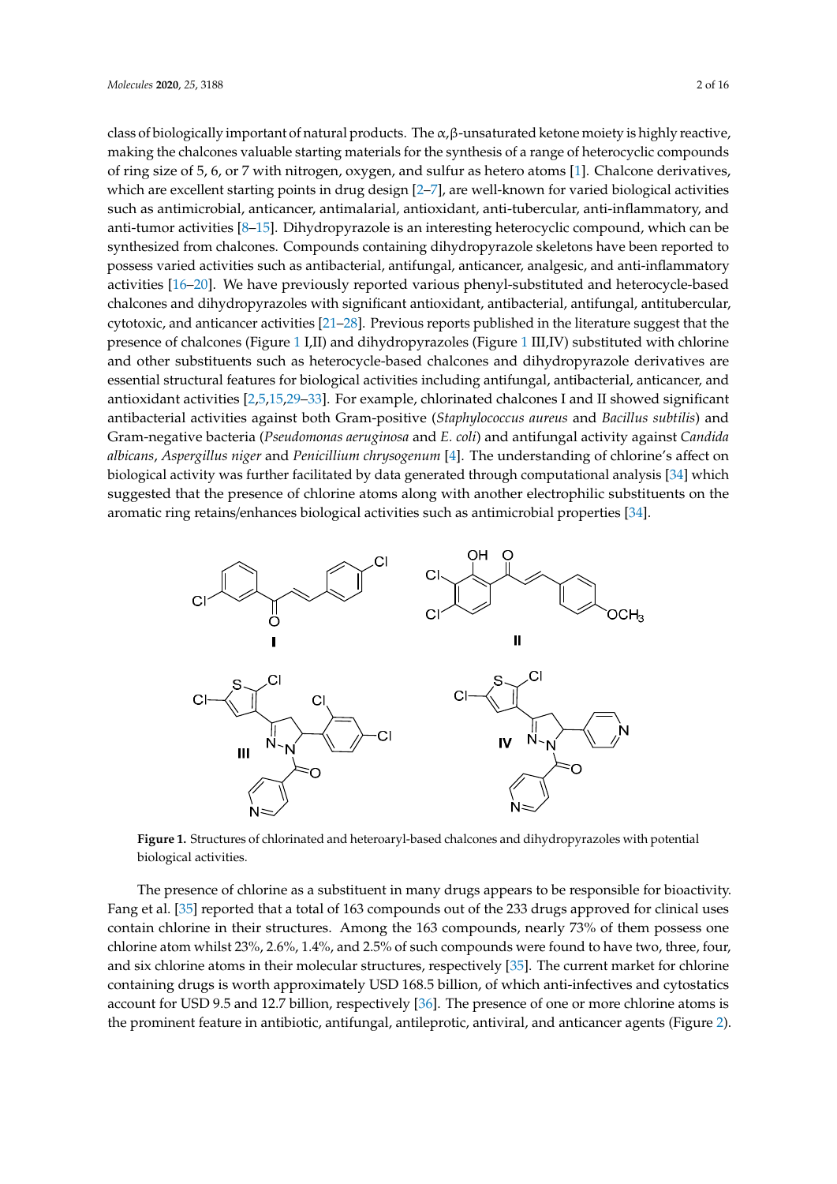class of biologically important of natural products. The α,β-unsaturated ketone moiety is highly reactive, making the chalcones valuable starting materials for the synthesis of a range of heterocyclic compounds of ring size of 5, 6, or 7 with nitrogen, oxygen, and sulfur as hetero atoms [1]. Chalcone derivatives, which are excellent starting points in drug design [2–7], are well-known for varied biological activities such as antimicrobial, anticancer, antimalarial, antioxidant, anti-tubercular, anti-inflammatory, and anti-tumor activities [8–15]. Dihydropyrazole is an interesting heterocyclic compound, which can be synthesized from chalcones. Compounds containing dihydropyrazole skeletons have been reported to possess varied activities such as antibacterial, antifungal, anticancer, analgesic, and anti-inflammatory activities [16–20]. We have previously reported various phenyl-substituted and heterocycle-based chalcones and dihydropyrazoles with significant antioxidant, antibacterial, antifungal, antitubercular, cytotoxic, and anticancer activities [21–28]. Previous reports published in the literature suggest that the presence of chalcones (Figure 1 I,II) and dihydropyrazoles (Figure 1 III,IV) substituted with chlorine and other substituents such as heterocycle-based chalcones and dihydropyrazole derivatives are essential structural features for biological activities including antifungal, antibacterial, anticancer, and antioxidant activities [2,5,15,29–33]. For example, chlorinated chalcones I and II showed significant antibacterial activities against both Gram-positive (*Staphylococcus aureus* and *Bacillus subtilis*) and Gram-negative bacteria (*Pseudomonas aeruginosa* and *E. coli*) and antifungal activity against *Candida albicans*, *Aspergillus niger* and *Penicillium chrysogenum* [4]. The understanding of chlorine's affect on biological activity was further facilitated by data generated through computational analysis [34] which suggested that the presence of chlorine atoms along with another electrophilic substituents on the aromatic ring retains/enhances biological activities such as antimicrobial properties [34].

**Figure 1.** Structures of chlorinated and heteroaryl-based chalcones and dihydropyrazoles with potential biological activities.

The presence of chlorine as a substituent in many drugs appears to be responsible for bioactivity. Fang et al. [35] reported that a total of 163 compounds out of the 233 drugs approved for clinical uses contain chlorine in their structures. Among the 163 compounds, nearly 73% of them possess one chlorine atom whilst 23%, 2.6%, 1.4%, and 2.5% of such compounds were found to have two, three, four, and six chlorine atoms in their molecular structures, respectively [35]. The current market for chlorine containing drugs is worth approximately USD 168.5 billion, of which anti-infectives and cytostatics account for USD 9.5 and 12.7 billion, respectively [36]. The presence of one or more chlorine atoms is the prominent feature in antibiotic, antifungal, antileprotic, antiviral, and anticancer agents (Figure 2).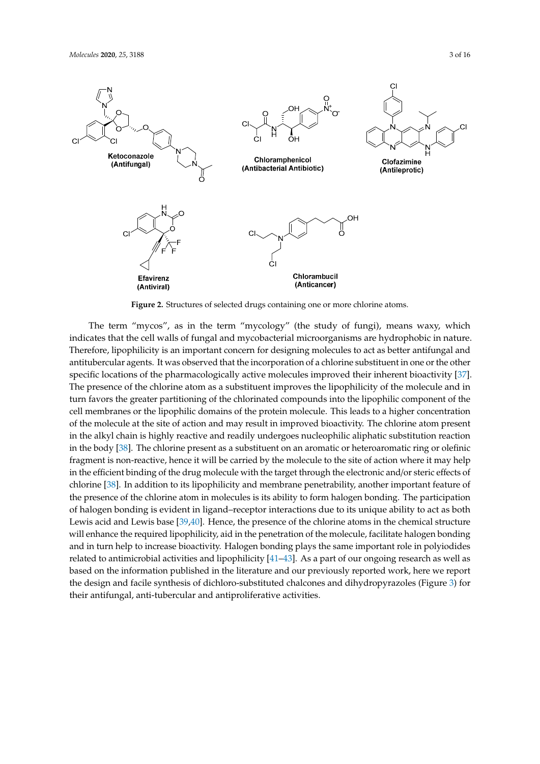**Figure 2.** Structures of selected drugs containing one or more chlorine atoms.

The term "mycos", as in the term "mycology" (the study of fungi), means waxy, which indicates that the cell walls of fungal and mycobacterial microorganisms are hydrophobic in nature. Therefore, lipophilicity is an important concern for designing molecules to act as better antifungal and antitubercular agents. It was observed that the incorporation of a chlorine substituent in one or the other specific locations of the pharmacologically active molecules improved their inherent bioactivity [37]. The presence of the chlorine atom as a substituent improves the lipophilicity of the molecule and in turn favors the greater partitioning of the chlorinated compounds into the lipophilic component of the cell membranes or the lipophilic domains of the protein molecule. This leads to a higher concentration of the molecule at the site of action and may result in improved bioactivity. The chlorine atom present in the alkyl chain is highly reactive and readily undergoes nucleophilic aliphatic substitution reaction in the body [38]. The chlorine present as a substituent on an aromatic or heteroaromatic ring or olefinic fragment is non-reactive, hence it will be carried by the molecule to the site of action where it may help in the efficient binding of the drug molecule with the target through the electronic and/or steric effects of chlorine [38]. In addition to its lipophilicity and membrane penetrability, another important feature of the presence of the chlorine atom in molecules is its ability to form halogen bonding. The participation of halogen bonding is evident in ligand–receptor interactions due to its unique ability to act as both Lewis acid and Lewis base [39,40]. Hence, the presence of the chlorine atoms in the chemical structure will enhance the required lipophilicity, aid in the penetration of the molecule, facilitate halogen bonding and in turn help to increase bioactivity. Halogen bonding plays the same important role in polyiodides related to antimicrobial activities and lipophilicity [41–43]. As a part of our ongoing research as well as based on the information published in the literature and our previously reported work, here we report the design and facile synthesis of dichloro-substituted chalcones and dihydropyrazoles (Figure 3) for their antifungal, anti-tubercular and antiproliferative activities.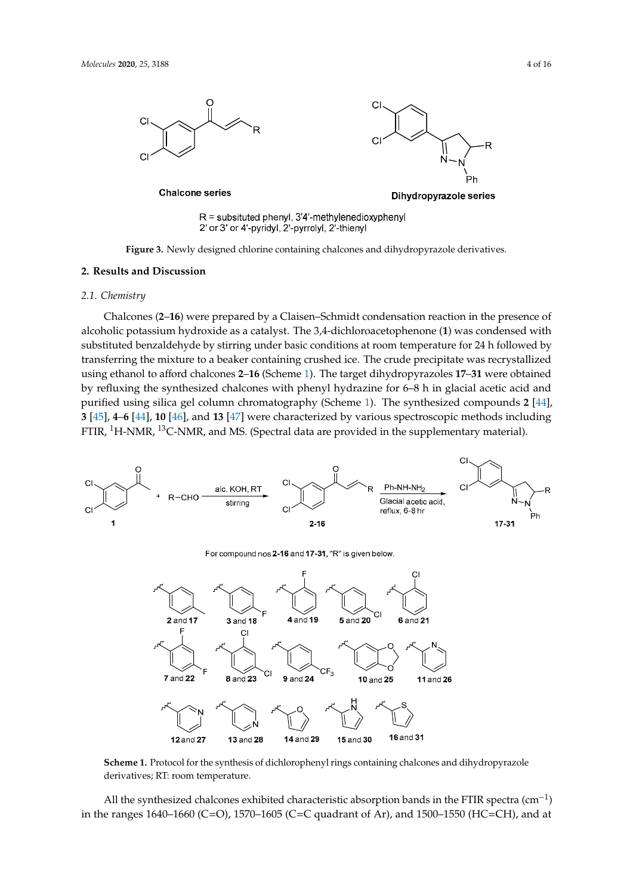Figure 3. Newly designed chlorine containing chalcones and dihydropyrazole derivatives.

## 2. Results and Discussion

### 2.1. Chemistry

Chalcones (**2**–**16**) were prepared by a Claisen–Schmidt condensation reaction in the presence of alcoholic potassium hydroxide as a catalyst. The 3,4-dichloroacetophenone (**1**) was condensed with substituted benzaldehyde by stirring under basic conditions at room temperature for 24 h followed by transferring the mixture to a beaker containing crushed ice. The crude precipitate was recrystallized using ethanol to afford chalcones **2**–**16** (Scheme 1). The target dihydropyrazoles **17**–**31** were obtained by refluxing the synthesized chalcones with phenyl hydrazine for 6–8 h in glacial acetic acid and purified using silica gel column chromatography (Scheme 1). The synthesized compounds **2** [44], **3** [45], **4**–**6** [44], **10** [46], and **13** [47] were characterized by various spectroscopic methods including FTIR, $^{1}$H-NMR, $^{13}$C-NMR, and MS. (Spectral data are provided in the supplementary material).

Scheme 1. Protocol for the synthesis of dichlorophenyl rings containing chalcones and dihydropyrazole derivatives; RT: room temperature.

All the synthesized chalcones exhibited characteristic absorption bands in the FTIR spectra (cm$^{-1}$) in the ranges 1640–1660 (C=O), 1570–1605 (C=C quadrant of Ar), and 1500–1550 (HC=CH), and at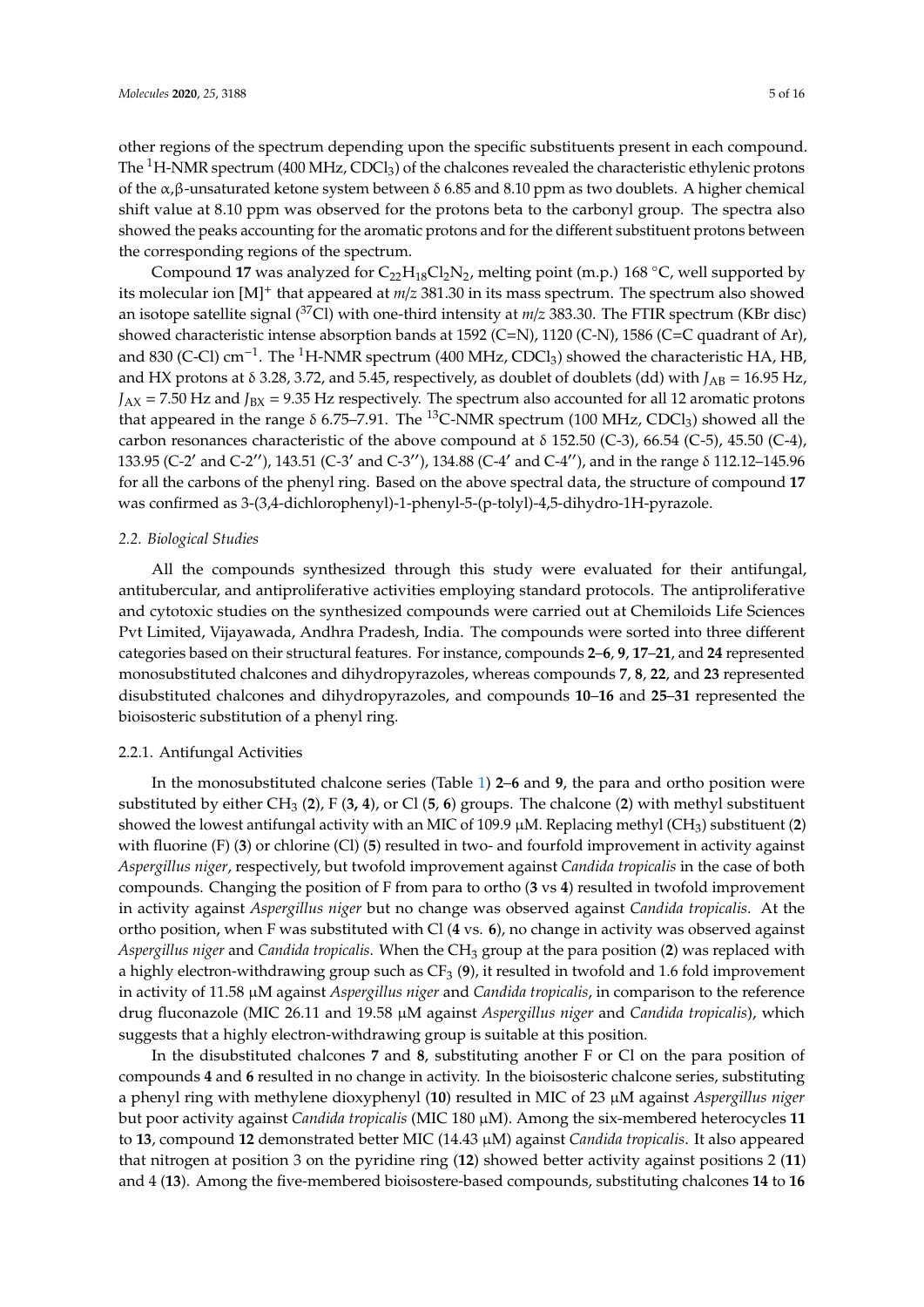other regions of the spectrum depending upon the specific substituents present in each compound. The $^{1}$H-NMR spectrum (400 MHz, $CDCl_3$) of the chalcones revealed the characteristic ethylenic protons of the α,β-unsaturated ketone system between δ 6.85 and 8.10 ppm as two doublets. A higher chemical shift value at 8.10 ppm was observed for the protons beta to the carbonyl group. The spectra also showed the peaks accounting for the aromatic protons and for the different substituent protons between the corresponding regions of the spectrum.

Compound **17** was analyzed for $C_{22}H_{18}Cl_2N_2$, melting point (m.p.) 168 °C, well supported by its molecular ion $[M]^+$ that appeared at *m/z* 381.30 in its mass spectrum. The spectrum also showed an isotope satellite signal ($^{37}$Cl) with one-third intensity at *m/z* 383.30. The FTIR spectrum (KBr disc) showed characteristic intense absorption bands at 1592 (C=N), 1120 (C-N), 1586 (C=C quadrant of Ar), and 830 (C-Cl) $cm^{-1}$. The $^{1}$H-NMR spectrum (400 MHz, $CDCl_3$) showed the characteristic HA, HB, and HX protons at δ 3.28, 3.72, and 5.45, respectively, as doublet of doublets (dd) with $J_{AB}$ = 16.95 Hz, $J_{AX}$ = 7.50 Hz and $J_{BX}$ = 9.35 Hz respectively. The spectrum also accounted for all 12 aromatic protons that appeared in the range δ 6.75–7.91. The $^{13}$C-NMR spectrum (100 MHz, $CDCl_3$) showed all the carbon resonances characteristic of the above compound at δ 152.50 (C-3), 66.54 (C-5), 45.50 (C-4), 133.95 (C-2′ and C-2′′), 143.51 (C-3′ and C-3′′), 134.88 (C-4′ and C-4′′), and in the range δ 112.12–145.96 for all the carbons of the phenyl ring. Based on the above spectral data, the structure of compound **17** was confirmed as 3-(3,4-dichlorophenyl)-1-phenyl-5-(p-tolyl)-4,5-dihydro-1H-pyrazole.

### *2.2. Biological Studies*

All the compounds synthesized through this study were evaluated for their antifungal, antitubercular, and antiproliferative activities employing standard protocols. The antiproliferative and cytotoxic studies on the synthesized compounds were carried out at Chemiloids Life Sciences Pvt Limited, Vijayawada, Andhra Pradesh, India. The compounds were sorted into three different categories based on their structural features. For instance, compounds **2**–**6**, **9**, **17**–**21**, and **24** represented monosubstituted chalcones and dihydropyrazoles, whereas compounds **7**, **8**, **22**, and **23** represented disubstituted chalcones and dihydropyrazoles, and compounds **10**–**16** and **25**–**31** represented the bioisosteric substitution of a phenyl ring.

#### 2.2.1. Antifungal Activities

In the monosubstituted chalcone series (Table 1) **2**–**6** and **9**, the para and ortho position were substituted by either $CH_3$ (**2**), F (**3, 4**), or Cl (**5**, **6**) groups. The chalcone (**2**) with methyl substituent showed the lowest antifungal activity with an MIC of 109.9 μM. Replacing methyl ($CH_3$) substituent (**2**) with fluorine (F) (**3**) or chlorine (Cl) (**5**) resulted in two- and fourfold improvement in activity against *Aspergillus niger*, respectively, but twofold improvement against *Candida tropicalis* in the case of both compounds. Changing the position of F from para to ortho (**3** vs **4**) resulted in twofold improvement in activity against *Aspergillus niger* but no change was observed against *Candida tropicalis*. At the ortho position, when F was substituted with Cl (**4** vs. **6**), no change in activity was observed against *Aspergillus niger* and *Candida tropicalis*. When the $CH_3$ group at the para position (**2**) was replaced with a highly electron-withdrawing group such as $CF_3$ (**9**), it resulted in twofold and 1.6 fold improvement in activity of 11.58 μM against *Aspergillus niger* and *Candida tropicalis*, in comparison to the reference drug fluconazole (MIC 26.11 and 19.58 μM against *Aspergillus niger* and *Candida tropicalis*), which suggests that a highly electron-withdrawing group is suitable at this position.

In the disubstituted chalcones **7** and **8**, substituting another F or Cl on the para position of compounds **4** and **6** resulted in no change in activity. In the bioisosteric chalcone series, substituting a phenyl ring with methylene dioxyphenyl (**10**) resulted in MIC of 23 μM against *Aspergillus niger* but poor activity against *Candida tropicalis* (MIC 180 μM). Among the six-membered heterocycles **11** to **13**, compound **12** demonstrated better MIC (14.43 μM) against *Candida tropicalis*. It also appeared that nitrogen at position 3 on the pyridine ring (**12**) showed better activity against positions 2 (**11**) and 4 (**13**). Among the five-membered bioisostere-based compounds, substituting chalcones **14** to **16**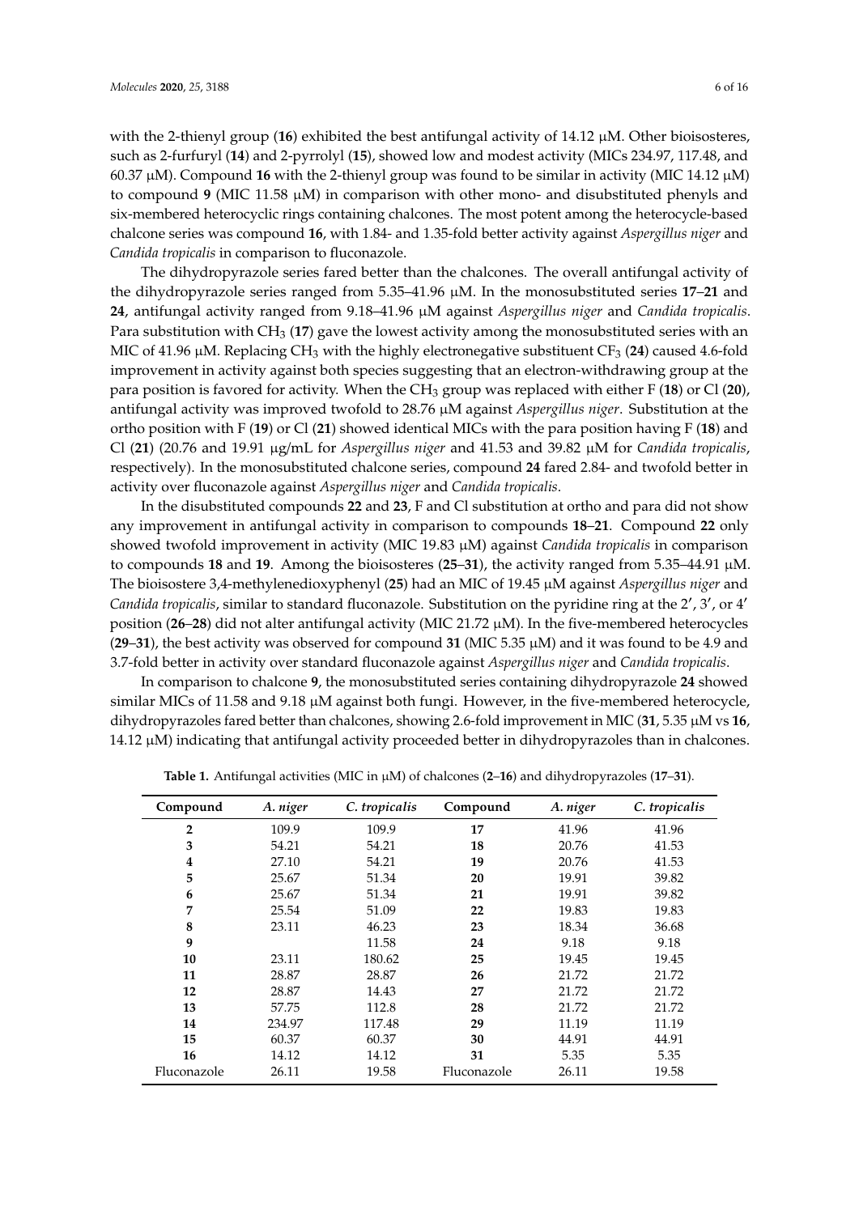with the 2-thienyl group (**16**) exhibited the best antifungal activity of 14.12 μM. Other bioisosteres, such as 2-furfuryl (**14**) and 2-pyrrolyl (**15**), showed low and modest activity (MICs 234.97, 117.48, and 60.37 μM). Compound **16** with the 2-thienyl group was found to be similar in activity (MIC 14.12 μM) to compound **9** (MIC 11.58 μM) in comparison with other mono- and disubstituted phenyls and six-membered heterocyclic rings containing chalcones. The most potent among the heterocycle-based chalcone series was compound **16**, with 1.84- and 1.35-fold better activity against *Aspergillus niger* and *Candida tropicalis* in comparison to fluconazole.

The dihydropyrazole series fared better than the chalcones. The overall antifungal activity of the dihydropyrazole series ranged from 5.35–41.96 μM. In the monosubstituted series **17**–**21** and **24**, antifungal activity ranged from 9.18–41.96 μM against *Aspergillus niger* and *Candida tropicalis*. Para substitution with $CH_3$ (**17**) gave the lowest activity among the monosubstituted series with an MIC of 41.96 μM. Replacing $CH_3$ with the highly electronegative substituent $CF_3$ (**24**) caused 4.6-fold improvement in activity against both species suggesting that an electron-withdrawing group at the para position is favored for activity. When the $CH_3$ group was replaced with either F (**18**) or Cl (**20**), antifungal activity was improved twofold to 28.76 μM against *Aspergillus niger*. Substitution at the ortho position with F (**19**) or Cl (**21**) showed identical MICs with the para position having F (**18**) and Cl (**21**) (20.76 and 19.91 μg/mL for *Aspergillus niger* and 41.53 and 39.82 μM for *Candida tropicalis*, respectively). In the monosubstituted chalcone series, compound **24** fared 2.84- and twofold better in activity over fluconazole against *Aspergillus niger* and *Candida tropicalis*.

In the disubstituted compounds **22** and **23**, F and Cl substitution at ortho and para did not show any improvement in antifungal activity in comparison to compounds **18**–**21**. Compound **22** only showed twofold improvement in activity (MIC 19.83 μM) against *Candida tropicalis* in comparison to compounds **18** and **19**. Among the bioisosteres (**25**–**31**), the activity ranged from 5.35–44.91 μM. The bioisostere 3,4-methylenedioxyphenyl (**25**) had an MIC of 19.45 μM against *Aspergillus niger* and *Candida tropicalis*, similar to standard fluconazole. Substitution on the pyridine ring at the 2′, 3′, or 4′ position (**26**–**28**) did not alter antifungal activity (MIC 21.72 μM). In the five-membered heterocycles (**29**–**31**), the best activity was observed for compound **31** (MIC 5.35 μM) and it was found to be 4.9 and 3.7-fold better in activity over standard fluconazole against *Aspergillus niger* and *Candida tropicalis*.

In comparison to chalcone **9**, the monosubstituted series containing dihydropyrazole **24** showed similar MICs of 11.58 and 9.18 μM against both fungi. However, in the five-membered heterocycle, dihydropyrazoles fared better than chalcones, showing 2.6-fold improvement in MIC (**31**, 5.35 μM vs **16**, 14.12 μM) indicating that antifungal activity proceeded better in dihydropyrazoles than in chalcones.

**Table 1.** Antifungal activities (MIC in μM) of chalcones (**2**–**16**) and dihydropyrazoles (**17**–**31**).

| Compound | *A. niger* | *C. tropicalis* | Compound | *A. niger* | *C. tropicalis* |
|---|---|---|---|---|---|
| **2** | 109.9 | 109.9 | **17** | 41.96 | 41.96 |
| **3** | 54.21 | 54.21 | **18** | 20.76 | 41.53 |
| **4** | 27.10 | 54.21 | **19** | 20.76 | 41.53 |
| **5** | 25.67 | 51.34 | **20** | 19.91 | 39.82 |
| **6** | 25.67 | 51.34 | **21** | 19.91 | 39.82 |
| **7** | 25.54 | 51.09 | **22** | 19.83 | 19.83 |
| **8** | 23.11 | 46.23 | **23** | 18.34 | 36.68 |
| **9** | | 11.58 | **24** | 9.18 | 9.18 |
| **10** | 23.11 | 180.62 | **25** | 19.45 | 19.45 |
| **11** | 28.87 | 28.87 | **26** | 21.72 | 21.72 |
| **12** | 28.87 | 14.43 | **27** | 21.72 | 21.72 |
| **13** | 57.75 | 112.8 | **28** | 21.72 | 21.72 |
| **14** | 234.97 | 117.48 | **29** | 11.19 | 11.19 |
| **15** | 60.37 | 60.37 | **30** | 44.91 | 44.91 |
| **16** | 14.12 | 14.12 | **31** | 5.35 | 5.35 |
| Fluconazole | 26.11 | 19.58 | Fluconazole | 26.11 | 19.58 |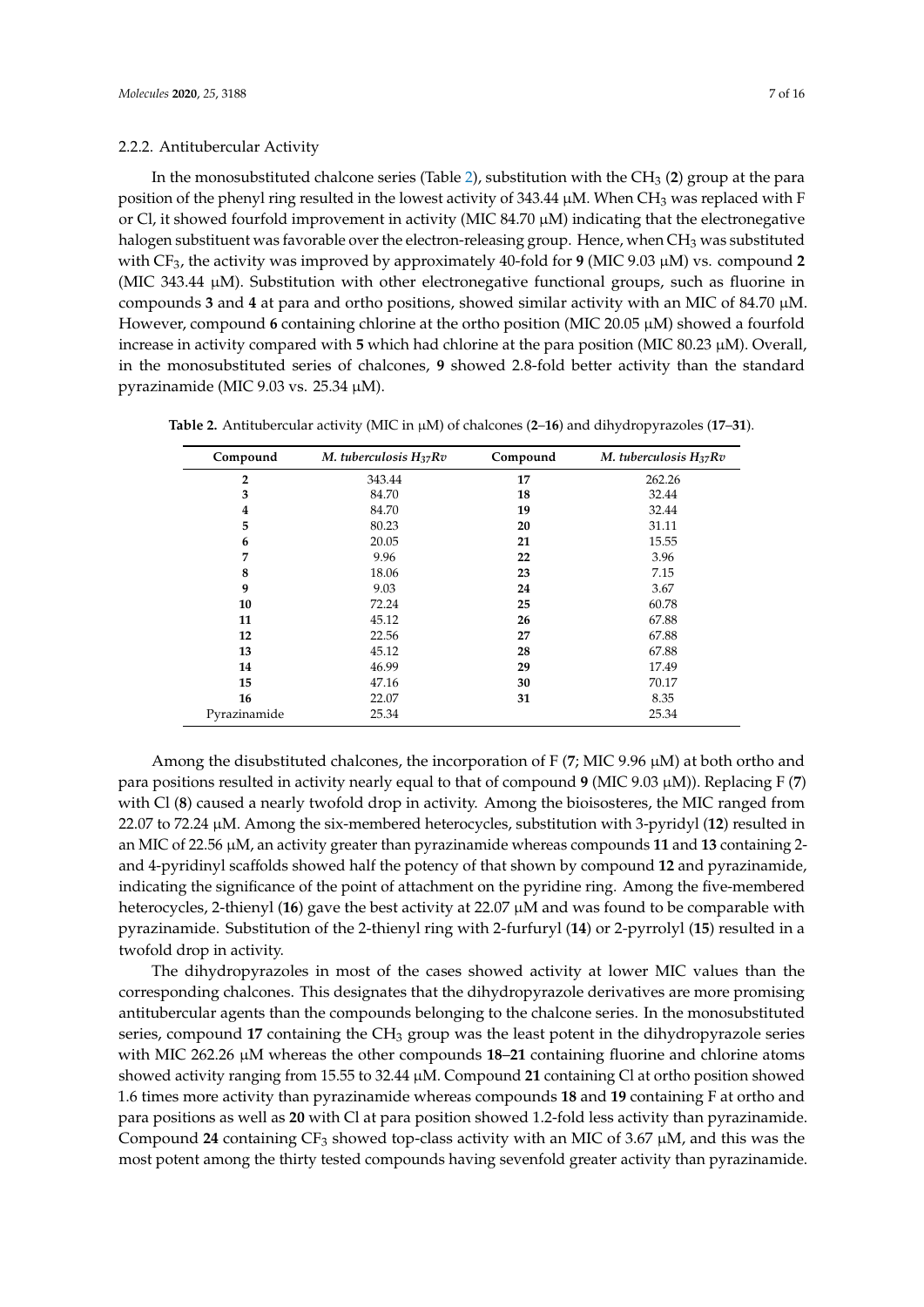#### 2.2.2. Antitubercular Activity

In the monosubstituted chalcone series (Table 2), substitution with the $CH_3$ (**2**) group at the para position of the phenyl ring resulted in the lowest activity of 343.44 μM. When $CH_3$ was replaced with F or Cl, it showed fourfold improvement in activity (MIC 84.70 μM) indicating that the electronegative halogen substituent was favorable over the electron-releasing group. Hence, when $CH_3$ was substituted with $CF_3$, the activity was improved by approximately 40-fold for **9** (MIC 9.03 μM) vs. compound **2** (MIC 343.44 μM). Substitution with other electronegative functional groups, such as fluorine in compounds **3** and **4** at para and ortho positions, showed similar activity with an MIC of 84.70 μM. However, compound **6** containing chlorine at the ortho position (MIC 20.05 μM) showed a fourfold increase in activity compared with **5** which had chlorine at the para position (MIC 80.23 μM). Overall, in the monosubstituted series of chalcones, **9** showed 2.8-fold better activity than the standard pyrazinamide (MIC 9.03 vs. 25.34 μM).

**Table 2.** Antitubercular activity (MIC in μM) of chalcones (**2**–**16**) and dihydropyrazoles (**17**–**31**).

| Compound | *M. tuberculosis $H_{37}Rv$* | Compound | *M. tuberculosis $H_{37}Rv$* |
|---|---|---|---|
| **2** | 343.44 | **17** | 262.26 |
| **3** | 84.70 | **18** | 32.44 |
| **4** | 84.70 | **19** | 32.44 |
| **5** | 80.23 | **20** | 31.11 |
| **6** | 20.05 | **21** | 15.55 |
| **7** | 9.96 | **22** | 3.96 |
| **8** | 18.06 | **23** | 7.15 |
| **9** | 9.03 | **24** | 3.67 |
| **10** | 72.24 | **25** | 60.78 |
| **11** | 45.12 | **26** | 67.88 |
| **12** | 22.56 | **27** | 67.88 |
| **13** | 45.12 | **28** | 67.88 |
| **14** | 46.99 | **29** | 17.49 |
| **15** | 47.16 | **30** | 70.17 |
| **16** | 22.07 | **31** | 8.35 |
| Pyrazinamide | 25.34 | | 25.34 |

Among the disubstituted chalcones, the incorporation of F (**7**; MIC 9.96 μM) at both ortho and para positions resulted in activity nearly equal to that of compound **9** (MIC 9.03 μM)). Replacing F (**7**) with Cl (**8**) caused a nearly twofold drop in activity. Among the bioisosteres, the MIC ranged from 22.07 to 72.24 μM. Among the six-membered heterocycles, substitution with 3-pyridyl (**12**) resulted in an MIC of 22.56 μM, an activity greater than pyrazinamide whereas compounds **11** and **13** containing 2- and 4-pyridinyl scaffolds showed half the potency of that shown by compound **12** and pyrazinamide, indicating the significance of the point of attachment on the pyridine ring. Among the five-membered heterocycles, 2-thienyl (**16**) gave the best activity at 22.07 μM and was found to be comparable with pyrazinamide. Substitution of the 2-thienyl ring with 2-furfuryl (**14**) or 2-pyrrolyl (**15**) resulted in a twofold drop in activity.

The dihydropyrazoles in most of the cases showed activity at lower MIC values than the corresponding chalcones. This designates that the dihydropyrazole derivatives are more promising antitubercular agents than the compounds belonging to the chalcone series. In the monosubstituted series, compound **17** containing the $CH_3$ group was the least potent in the dihydropyrazole series with MIC 262.26 μM whereas the other compounds **18**–**21** containing fluorine and chlorine atoms showed activity ranging from 15.55 to 32.44 μM. Compound **21** containing Cl at ortho position showed 1.6 times more activity than pyrazinamide whereas compounds **18** and **19** containing F at ortho and para positions as well as **20** with Cl at para position showed 1.2-fold less activity than pyrazinamide. Compound **24** containing $CF_3$ showed top-class activity with an MIC of 3.67 μM, and this was the most potent among the thirty tested compounds having sevenfold greater activity than pyrazinamide.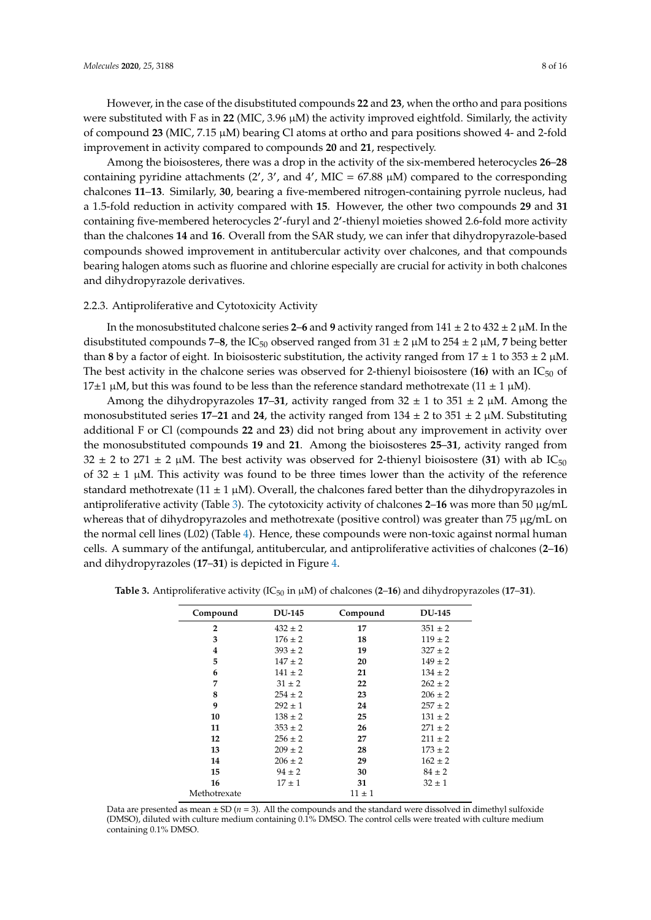However, in the case of the disubstituted compounds **22** and **23**, when the ortho and para positions were substituted with F as in **22** (MIC, 3.96 μM) the activity improved eightfold. Similarly, the activity of compound **23** (MIC, 7.15 μM) bearing Cl atoms at ortho and para positions showed 4- and 2-fold improvement in activity compared to compounds **20** and **21**, respectively.

Among the bioisosteres, there was a drop in the activity of the six-membered heterocycles **26**–**28** containing pyridine attachments (2′, 3′, and 4′, MIC = 67.88 μM) compared to the corresponding chalcones **11**–**13**. Similarly, **30**, bearing a five-membered nitrogen-containing pyrrole nucleus, had a 1.5-fold reduction in activity compared with **15**. However, the other two compounds **29** and **31** containing five-membered heterocycles 2′-furyl and 2′-thienyl moieties showed 2.6-fold more activity than the chalcones **14** and **16**. Overall from the SAR study, we can infer that dihydropyrazole-based compounds showed improvement in antitubercular activity over chalcones, and that compounds bearing halogen atoms such as fluorine and chlorine especially are crucial for activity in both chalcones and dihydropyrazole derivatives.

### 2.2.3. Antiproliferative and Cytotoxicity Activity

In the monosubstituted chalcone series **2**–**6** and **9** activity ranged from 141 ± 2 to 432 ± 2 μM. In the disubstituted compounds **7**–**8**, the $IC_{50}$ observed ranged from 31 ± 2 μM to 254 ± 2 μM, **7** being better than **8** by a factor of eight. In bioisosteric substitution, the activity ranged from 17 ± 1 to 353 ± 2 μM. The best activity in the chalcone series was observed for 2-thienyl bioisostere (**16)** with an $IC_{50}$ of 17±1 μM, but this was found to be less than the reference standard methotrexate (11 ± 1 μM).

Among the dihydropyrazoles **17**–**31**, activity ranged from 32 ± 1 to 351 ± 2 μM. Among the monosubstituted series **17**–**21** and **24**, the activity ranged from 134 ± 2 to 351 ± 2 μM. Substituting additional F or Cl (compounds **22** and **23**) did not bring about any improvement in activity over the monosubstituted compounds **19** and **21**. Among the bioisosteres **25**–**31**, activity ranged from 32 ± 2 to 271 ± 2 μM. The best activity was observed for 2-thienyl bioisostere (**31**) with ab $IC_{50}$ of 32 ± 1 μM. This activity was found to be three times lower than the activity of the reference standard methotrexate (11 ± 1 μM). Overall, the chalcones fared better than the dihydropyrazoles in antiproliferative activity (Table 3). The cytotoxicity activity of chalcones **2**–**16** was more than 50 μg/mL whereas that of dihydropyrazoles and methotrexate (positive control) was greater than 75 μg/mL on the normal cell lines (L02) (Table 4). Hence, these compounds were non-toxic against normal human cells. A summary of the antifungal, antitubercular, and antiproliferative activities of chalcones (**2**–**16**) and dihydropyrazoles (**17**–**31**) is depicted in Figure 4.

**Table 3.** Antiproliferative activity ($IC_{50}$ in μM) of chalcones (**2**–**16**) and dihydropyrazoles (**17**–**31**).

| Compound | DU-145 | Compound | DU-145 |
|---|---|---|---|
| **2** | 432 ± 2 | **17** | 351 ± 2 |
| **3** | 176 ± 2 | **18** | 119 ± 2 |
| **4** | 393 ± 2 | **19** | 327 ± 2 |
| **5** | 147 ± 2 | **20** | 149 ± 2 |
| **6** | 141 ± 2 | **21** | 134 ± 2 |
| **7** | 31 ± 2 | **22** | 262 ± 2 |
| **8** | 254 ± 2 | **23** | 206 ± 2 |
| **9** | 292 ± 1 | **24** | 257 ± 2 |
| **10** | 138 ± 2 | **25** | 131 ± 2 |
| **11** | 353 ± 2 | **26** | 271 ± 2 |
| **12** | 256 ± 2 | **27** | 211 ± 2 |
| **13** | 209 ± 2 | **28** | 173 ± 2 |
| **14** | 206 ± 2 | **29** | 162 ± 2 |
| **15** | 94 ± 2 | **30** | 84 ± 2 |
| **16** | 17 ± 1 | **31** | 32 ± 1 |
| Methotrexate | | 11 ± 1 | |

Data are presented as mean ± SD ($n$ = 3). All the compounds and the standard were dissolved in dimethyl sulfoxide (DMSO), diluted with culture medium containing 0.1% DMSO. The control cells were treated with culture medium containing 0.1% DMSO.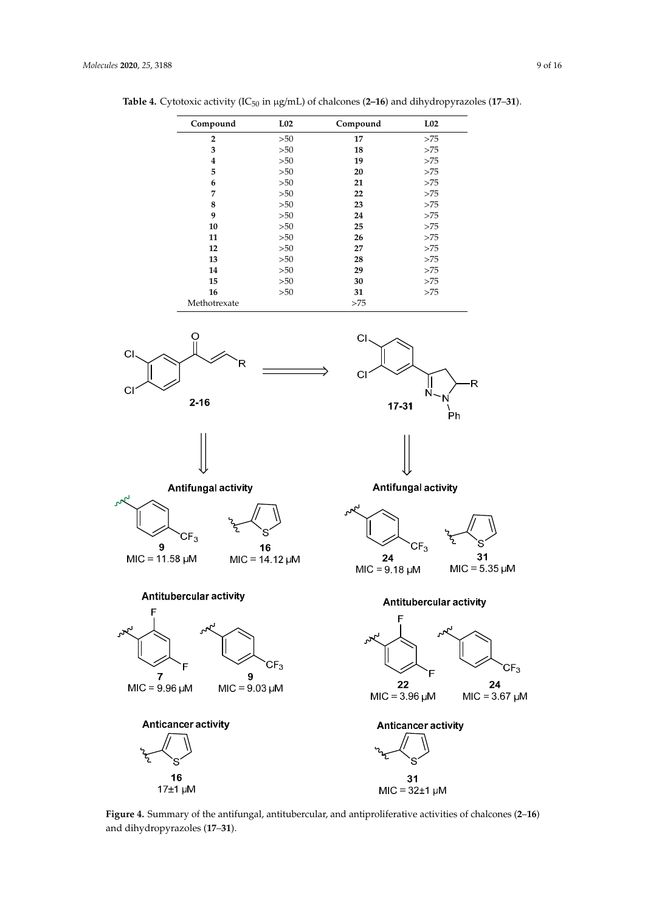**Table 4.** Cytotoxic activity ($IC_{50}$ in μg/mL) of chalcones (**2–16**) and dihydropyrazoles (**17–31**).

| Compound | L02 | Compound | L02 |
|---|---|---|---|
| **2** | >50 | **17** | >75 |
| **3** | >50 | **18** | >75 |
| **4** | >50 | **19** | >75 |
| **5** | >50 | **20** | >75 |
| **6** | >50 | **21** | >75 |
| **7** | >50 | **22** | >75 |
| **8** | >50 | **23** | >75 |
| **9** | >50 | **24** | >75 |
| **10** | >50 | **25** | >75 |
| **11** | >50 | **26** | >75 |
| **12** | >50 | **27** | >75 |
| **13** | >50 | **28** | >75 |
| **14** | >50 | **29** | >75 |
| **15** | >50 | **30** | >75 |
| **16** | >50 | **31** | >75 |
| Methotrexate | | >75 | |

**Figure 4.** Summary of the antifungal, antitubercular, and antiproliferative activities of chalcones (**2**–**16**) and dihydropyrazoles (**17**–**31**).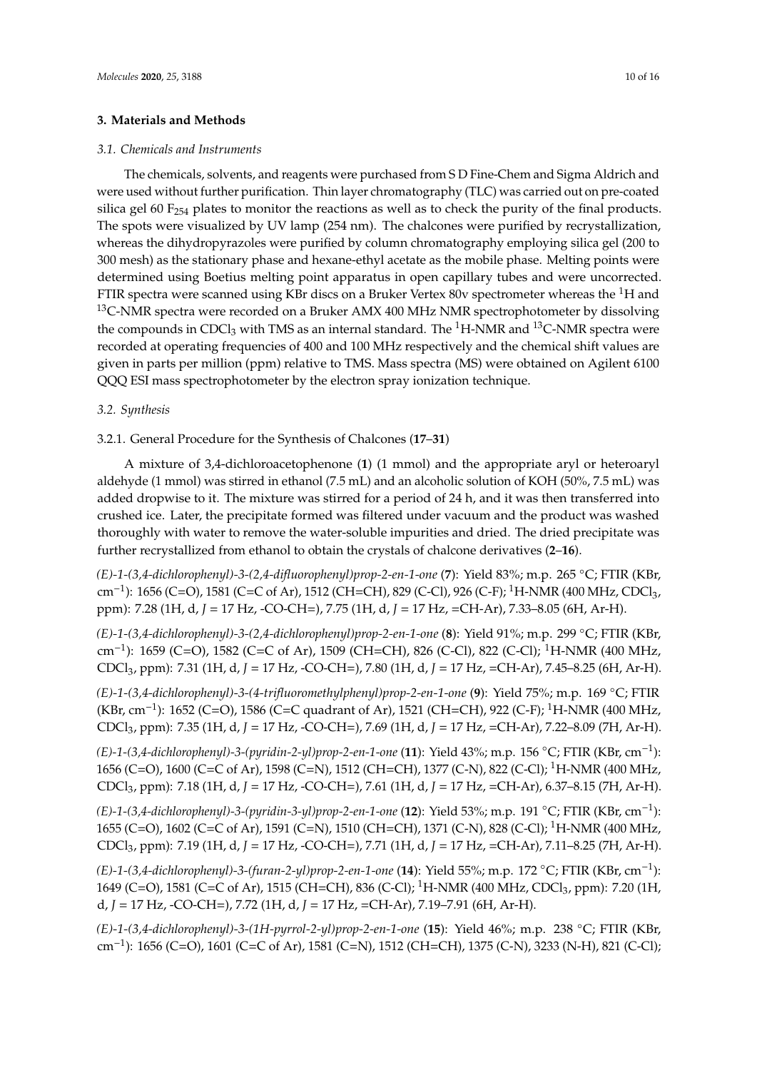## 3. Materials and Methods

### 3.1. Chemicals and Instruments

The chemicals, solvents, and reagents were purchased from S D Fine-Chem and Sigma Aldrich and were used without further purification. Thin layer chromatography (TLC) was carried out on pre-coated silica gel 60 $F_{254}$ plates to monitor the reactions as well as to check the purity of the final products. The spots were visualized by UV lamp (254 nm). The chalcones were purified by recrystallization, whereas the dihydropyrazoles were purified by column chromatography employing silica gel (200 to 300 mesh) as the stationary phase and hexane-ethyl acetate as the mobile phase. Melting points were determined using Boetius melting point apparatus in open capillary tubes and were uncorrected. FTIR spectra were scanned using KBr discs on a Bruker Vertex 80v spectrometer whereas the $^{1}$H and $^{13}$C-NMR spectra were recorded on a Bruker AMX 400 MHz NMR spectrophotometer by dissolving the compounds in $CDCl_3$ with TMS as an internal standard. The $^{1}$H-NMR and $^{13}$C-NMR spectra were recorded at operating frequencies of 400 and 100 MHz respectively and the chemical shift values are given in parts per million (ppm) relative to TMS. Mass spectra (MS) were obtained on Agilent 6100 QQQ ESI mass spectrophotometer by the electron spray ionization technique.

### 3.2. Synthesis

#### 3.2.1. General Procedure for the Synthesis of Chalcones (**17**–**31**)

A mixture of 3,4-dichloroacetophenone (**1**) (1 mmol) and the appropriate aryl or heteroaryl aldehyde (1 mmol) was stirred in ethanol (7.5 mL) and an alcoholic solution of KOH (50%, 7.5 mL) was added dropwise to it. The mixture was stirred for a period of 24 h, and it was then transferred into crushed ice. Later, the precipitate formed was filtered under vacuum and the product was washed thoroughly with water to remove the water-soluble impurities and dried. The dried precipitate was further recrystallized from ethanol to obtain the crystals of chalcone derivatives (**2**–**16**).

*(E)-1-(3,4-dichlorophenyl)-3-(2,4-difluorophenyl)prop-2-en-1-one* (**7**): Yield 83%; m.p. 265 °C; FTIR (KBr, $cm^{-1}$): 1656 (C=O), 1581 (C=C of Ar), 1512 (CH=CH), 829 (C-Cl), 926 (C-F); $^{1}$H-NMR (400 MHz, $CDCl_3$, ppm): 7.28 (1H, d, *J* = 17 Hz, -CO-CH=), 7.75 (1H, d, *J* = 17 Hz, =CH-Ar), 7.33–8.05 (6H, Ar-H).

*(E)-1-(3,4-dichlorophenyl)-3-(2,4-dichlorophenyl)prop-2-en-1-one* (**8**): Yield 91%; m.p. 299 °C; FTIR (KBr, $cm^{-1}$): 1659 (C=O), 1582 (C=C of Ar), 1509 (CH=CH), 826 (C-Cl), 822 (C-Cl); $^{1}$H-NMR (400 MHz, $CDCl_3$, ppm): 7.31 (1H, d, *J* = 17 Hz, -CO-CH=), 7.80 (1H, d, *J* = 17 Hz, =CH-Ar), 7.45–8.25 (6H, Ar-H).

*(E)-1-(3,4-dichlorophenyl)-3-(4-trifluoromethylphenyl)prop-2-en-1-one* (**9**): Yield 75%; m.p. 169 °C; FTIR (KBr, $cm^{-1}$): 1652 (C=O), 1586 (C=C quadrant of Ar), 1521 (CH=CH), 922 (C-F); $^{1}$H-NMR (400 MHz, $CDCl_3$, ppm): 7.35 (1H, d, *J* = 17 Hz, -CO-CH=), 7.69 (1H, d, *J* = 17 Hz, =CH-Ar), 7.22–8.09 (7H, Ar-H).

*(E)-1-(3,4-dichlorophenyl)-3-(pyridin-2-yl)prop-2-en-1-one* (**11**): Yield 43%; m.p. 156 °C; FTIR (KBr, $cm^{-1}$): 1656 (C=O), 1600 (C=C of Ar), 1598 (C=N), 1512 (CH=CH), 1377 (C-N), 822 (C-Cl); $^{1}$H-NMR (400 MHz, $CDCl_3$, ppm): 7.18 (1H, d, *J* = 17 Hz, -CO-CH=), 7.61 (1H, d, *J* = 17 Hz, =CH-Ar), 6.37–8.15 (7H, Ar-H).

*(E)-1-(3,4-dichlorophenyl)-3-(pyridin-3-yl)prop-2-en-1-one* (**12**): Yield 53%; m.p. 191 °C; FTIR (KBr, $cm^{-1}$): 1655 (C=O), 1602 (C=C of Ar), 1591 (C=N), 1510 (CH=CH), 1371 (C-N), 828 (C-Cl); $^{1}$H-NMR (400 MHz, $CDCl_3$, ppm): 7.19 (1H, d, *J* = 17 Hz, -CO-CH=), 7.71 (1H, d, *J* = 17 Hz, =CH-Ar), 7.11–8.25 (7H, Ar-H).

*(E)-1-(3,4-dichlorophenyl)-3-(furan-2-yl)prop-2-en-1-one* (**14**): Yield 55%; m.p. 172 °C; FTIR (KBr, $cm^{-1}$): 1649 (C=O), 1581 (C=C of Ar), 1515 (CH=CH), 836 (C-Cl); $^{1}$H-NMR (400 MHz, $CDCl_3$, ppm): 7.20 (1H, d, *J* = 17 Hz, -CO-CH=), 7.72 (1H, d, *J* = 17 Hz, =CH-Ar), 7.19–7.91 (6H, Ar-H).

*(E)-1-(3,4-dichlorophenyl)-3-(1H-pyrrol-2-yl)prop-2-en-1-one* (**15**): Yield 46%; m.p. 238 °C; FTIR (KBr, $cm^{-1}$): 1656 (C=O), 1601 (C=C of Ar), 1581 (C=N), 1512 (CH=CH), 1375 (C-N), 3233 (N-H), 821 (C-Cl);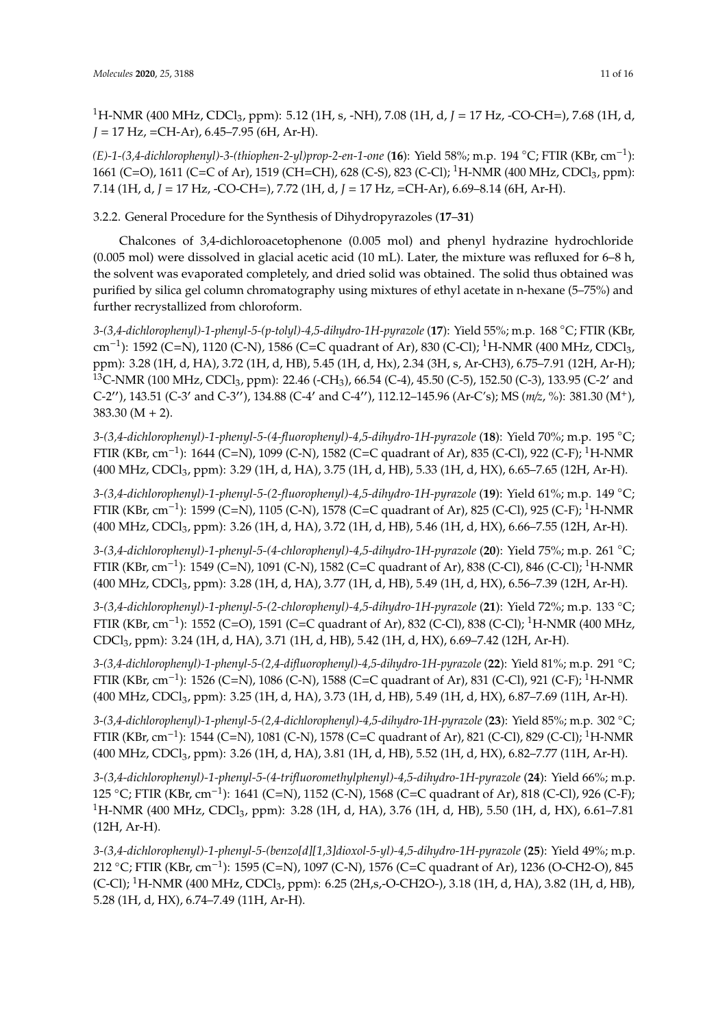$^1$H-NMR (400 MHz, $CDCl_3$, ppm): 5.12 (1H, s, -NH), 7.08 (1H, d, $J$ = 17 Hz, -CO-CH=), 7.68 (1H, d, $J$ = 17 Hz, =CH-Ar), 6.45–7.95 (6H, Ar-H).

*(E)-1-(3,4-dichlorophenyl)-3-(thiophen-2-yl)prop-2-en-1-one* (**16**): Yield 58%; m.p. 194 °C; FTIR (KBr, $cm^{-1}$): 1661 (C=O), 1611 (C=C of Ar), 1519 (CH=CH), 628 (C-S), 823 (C-Cl); $^1$H-NMR (400 MHz, $CDCl_3$, ppm): 7.14 (1H, d, $J$ = 17 Hz, -CO-CH=), 7.72 (1H, d, $J$ = 17 Hz, =CH-Ar), 6.69–8.14 (6H, Ar-H).

### 3.2.2. General Procedure for the Synthesis of Dihydropyrazoles (**17**–**31**)

Chalcones of 3,4-dichloroacetophenone (0.005 mol) and phenyl hydrazine hydrochloride (0.005 mol) were dissolved in glacial acetic acid (10 mL). Later, the mixture was refluxed for 6–8 h, the solvent was evaporated completely, and dried solid was obtained. The solid thus obtained was purified by silica gel column chromatography using mixtures of ethyl acetate in n-hexane (5–75%) and further recrystallized from chloroform.

*3-(3,4-dichlorophenyl)-1-phenyl-5-(p-tolyl)-4,5-dihydro-1H-pyrazole* (**17**): Yield 55%; m.p. 168 °C; FTIR (KBr, $cm^{-1}$): 1592 (C=N), 1120 (C-N), 1586 (C=C quadrant of Ar), 830 (C-Cl); $^1$H-NMR (400 MHz, $CDCl_3$, ppm): 3.28 (1H, d, HA), 3.72 (1H, d, HB), 5.45 (1H, d, Hx), 2.34 (3H, s, Ar-CH3), 6.75–7.91 (12H, Ar-H); $^{13}$C-NMR (100 MHz, $CDCl_3$, ppm): 22.46 ($-CH_3$), 66.54 (C-4), 45.50 (C-5), 152.50 (C-3), 133.95 (C-2′ and C-2′′), 143.51 (C-3′ and C-3′′), 134.88 (C-4′ and C-4′′), 112.12–145.96 (Ar-C′s); MS ($m/z$, %): 381.30 ($M^+$), 383.30 (M + 2).

*3-(3,4-dichlorophenyl)-1-phenyl-5-(4-fluorophenyl)-4,5-dihydro-1H-pyrazole* (**18**): Yield 70%; m.p. 195 °C; FTIR (KBr, $cm^{-1}$): 1644 (C=N), 1099 (C-N), 1582 (C=C quadrant of Ar), 835 (C-Cl), 922 (C-F); $^1$H-NMR (400 MHz, $CDCl_3$, ppm): 3.29 (1H, d, HA), 3.75 (1H, d, HB), 5.33 (1H, d, HX), 6.65–7.65 (12H, Ar-H).

*3-(3,4-dichlorophenyl)-1-phenyl-5-(2-fluorophenyl)-4,5-dihydro-1H-pyrazole* (**19**): Yield 61%; m.p. 149 °C; FTIR (KBr, $cm^{-1}$): 1599 (C=N), 1105 (C-N), 1578 (C=C quadrant of Ar), 825 (C-Cl), 925 (C-F); $^1$H-NMR (400 MHz, $CDCl_3$, ppm): 3.26 (1H, d, HA), 3.72 (1H, d, HB), 5.46 (1H, d, HX), 6.66–7.55 (12H, Ar-H).

*3-(3,4-dichlorophenyl)-1-phenyl-5-(4-chlorophenyl)-4,5-dihydro-1H-pyrazole* (**20**): Yield 75%; m.p. 261 °C; FTIR (KBr, $cm^{-1}$): 1549 (C=N), 1091 (C-N), 1582 (C=C quadrant of Ar), 838 (C-Cl), 846 (C-Cl); $^1$H-NMR (400 MHz, $CDCl_3$, ppm): 3.28 (1H, d, HA), 3.77 (1H, d, HB), 5.49 (1H, d, HX), 6.56–7.39 (12H, Ar-H).

*3-(3,4-dichlorophenyl)-1-phenyl-5-(2-chlorophenyl)-4,5-dihydro-1H-pyrazole* (**21**): Yield 72%; m.p. 133 °C; FTIR (KBr, $cm^{-1}$): 1552 (C=O), 1591 (C=C quadrant of Ar), 832 (C-Cl), 838 (C-Cl); $^1$H-NMR (400 MHz, $CDCl_3$, ppm): 3.24 (1H, d, HA), 3.71 (1H, d, HB), 5.42 (1H, d, HX), 6.69–7.42 (12H, Ar-H).

*3-(3,4-dichlorophenyl)-1-phenyl-5-(2,4-difluorophenyl)-4,5-dihydro-1H-pyrazole* (**22**): Yield 81%; m.p. 291 °C; FTIR (KBr, $cm^{-1}$): 1526 (C=N), 1086 (C-N), 1588 (C=C quadrant of Ar), 831 (C-Cl), 921 (C-F); $^1$H-NMR (400 MHz, $CDCl_3$, ppm): 3.25 (1H, d, HA), 3.73 (1H, d, HB), 5.49 (1H, d, HX), 6.87–7.69 (11H, Ar-H).

*3-(3,4-dichlorophenyl)-1-phenyl-5-(2,4-dichlorophenyl)-4,5-dihydro-1H-pyrazole* (**23**): Yield 85%; m.p. 302 °C; FTIR (KBr, $cm^{-1}$): 1544 (C=N), 1081 (C-N), 1578 (C=C quadrant of Ar), 821 (C-Cl), 829 (C-Cl); $^1$H-NMR (400 MHz, $CDCl_3$, ppm): 3.26 (1H, d, HA), 3.81 (1H, d, HB), 5.52 (1H, d, HX), 6.82–7.77 (11H, Ar-H).

*3-(3,4-dichlorophenyl)-1-phenyl-5-(4-trifluoromethylphenyl)-4,5-dihydro-1H-pyrazole* (**24**): Yield 66%; m.p. 125 °C; FTIR (KBr, $cm^{-1}$): 1641 (C=N), 1152 (C-N), 1568 (C=C quadrant of Ar), 818 (C-Cl), 926 (C-F); $^1$H-NMR (400 MHz, $CDCl_3$, ppm): 3.28 (1H, d, HA), 3.76 (1H, d, HB), 5.50 (1H, d, HX), 6.61–7.81 (12H, Ar-H).

*3-(3,4-dichlorophenyl)-1-phenyl-5-(benzo[d][1,3]dioxol-5-yl)-4,5-dihydro-1H-pyrazole* (**25**): Yield 49%; m.p. 212 °C; FTIR (KBr, $cm^{-1}$): 1595 (C=N), 1097 (C-N), 1576 (C=C quadrant of Ar), 1236 (O-CH2-O), 845 (C-Cl); $^1$H-NMR (400 MHz, $CDCl_3$, ppm): 6.25 (2H,s,-O-CH2O-), 3.18 (1H, d, HA), 3.82 (1H, d, HB), 5.28 (1H, d, HX), 6.74–7.49 (11H, Ar-H).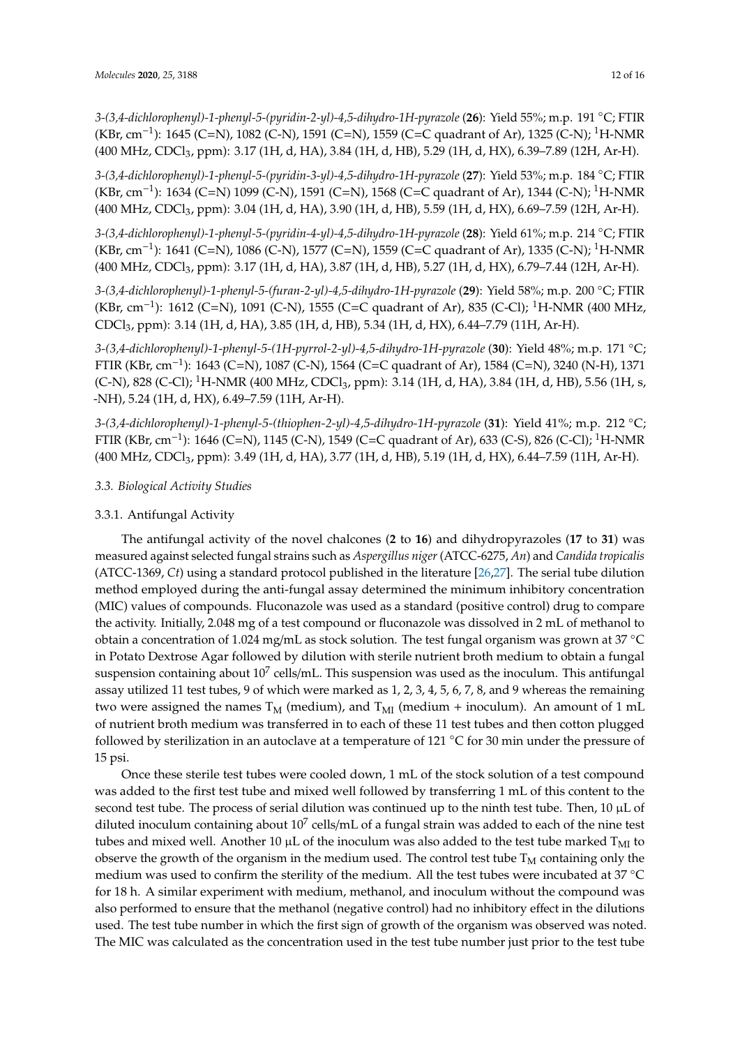*3-(3,4-dichlorophenyl)-1-phenyl-5-(pyridin-2-yl)-4,5-dihydro-1H-pyrazole* (**26**): Yield 55%; m.p. 191 °C; FTIR (KBr, $cm^{-1}$): 1645 (C=N), 1082 (C-N), 1591 (C=N), 1559 (C=C quadrant of Ar), 1325 (C-N); $^1$H-NMR (400 MHz, $CDCl_3$, ppm): 3.17 (1H, d, HA), 3.84 (1H, d, HB), 5.29 (1H, d, HX), 6.39–7.89 (12H, Ar-H).

*3-(3,4-dichlorophenyl)-1-phenyl-5-(pyridin-3-yl)-4,5-dihydro-1H-pyrazole* (**27**): Yield 53%; m.p. 184 °C; FTIR (KBr, $cm^{-1}$): 1634 (C=N) 1099 (C-N), 1591 (C=N), 1568 (C=C quadrant of Ar), 1344 (C-N); $^1$H-NMR (400 MHz, $CDCl_3$, ppm): 3.04 (1H, d, HA), 3.90 (1H, d, HB), 5.59 (1H, d, HX), 6.69–7.59 (12H, Ar-H).

*3-(3,4-dichlorophenyl)-1-phenyl-5-(pyridin-4-yl)-4,5-dihydro-1H-pyrazole* (**28**): Yield 61%; m.p. 214 °C; FTIR (KBr, $cm^{-1}$): 1641 (C=N), 1086 (C-N), 1577 (C=N), 1559 (C=C quadrant of Ar), 1335 (C-N); $^1$H-NMR (400 MHz, $CDCl_3$, ppm): 3.17 (1H, d, HA), 3.87 (1H, d, HB), 5.27 (1H, d, HX), 6.79–7.44 (12H, Ar-H).

*3-(3,4-dichlorophenyl)-1-phenyl-5-(furan-2-yl)-4,5-dihydro-1H-pyrazole* (**29**): Yield 58%; m.p. 200 °C; FTIR (KBr, $cm^{-1}$): 1612 (C=N), 1091 (C-N), 1555 (C=C quadrant of Ar), 835 (C-Cl); $^1$H-NMR (400 MHz, $CDCl_3$, ppm): 3.14 (1H, d, HA), 3.85 (1H, d, HB), 5.34 (1H, d, HX), 6.44–7.79 (11H, Ar-H).

*3-(3,4-dichlorophenyl)-1-phenyl-5-(1H-pyrrol-2-yl)-4,5-dihydro-1H-pyrazole* (**30**): Yield 48%; m.p. 171 °C; FTIR (KBr, $cm^{-1}$): 1643 (C=N), 1087 (C-N), 1564 (C=C quadrant of Ar), 1584 (C=N), 3240 (N-H), 1371 (C-N), 828 (C-Cl); $^1$H-NMR (400 MHz, $CDCl_3$, ppm): 3.14 (1H, d, HA), 3.84 (1H, d, HB), 5.56 (1H, s, -NH), 5.24 (1H, d, HX), 6.49–7.59 (11H, Ar-H).

*3-(3,4-dichlorophenyl)-1-phenyl-5-(thiophen-2-yl)-4,5-dihydro-1H-pyrazole* (**31**): Yield 41%; m.p. 212 °C; FTIR (KBr, $cm^{-1}$): 1646 (C=N), 1145 (C-N), 1549 (C=C quadrant of Ar), 633 (C-S), 826 (C-Cl); $^1$H-NMR (400 MHz, $CDCl_3$, ppm): 3.49 (1H, d, HA), 3.77 (1H, d, HB), 5.19 (1H, d, HX), 6.44–7.59 (11H, Ar-H).

### *3.3. Biological Activity Studies*

#### 3.3.1. Antifungal Activity

The antifungal activity of the novel chalcones (**2** to **16**) and dihydropyrazoles (**17** to **31**) was measured against selected fungal strains such as *Aspergillus niger* (ATCC-6275, *An*) and *Candida tropicalis* (ATCC-1369, *Ct*) using a standard protocol published in the literature [26,27]. The serial tube dilution method employed during the anti-fungal assay determined the minimum inhibitory concentration (MIC) values of compounds. Fluconazole was used as a standard (positive control) drug to compare the activity. Initially, 2.048 mg of a test compound or fluconazole was dissolved in 2 mL of methanol to obtain a concentration of 1.024 mg/mL as stock solution. The test fungal organism was grown at 37 °C in Potato Dextrose Agar followed by dilution with sterile nutrient broth medium to obtain a fungal suspension containing about $10^7$ cells/mL. This suspension was used as the inoculum. This antifungal assay utilized 11 test tubes, 9 of which were marked as 1, 2, 3, 4, 5, 6, 7, 8, and 9 whereas the remaining two were assigned the names $T_M$ (medium), and $T_{MI}$ (medium + inoculum). An amount of 1 mL of nutrient broth medium was transferred in to each of these 11 test tubes and then cotton plugged followed by sterilization in an autoclave at a temperature of 121 °C for 30 min under the pressure of 15 psi.

Once these sterile test tubes were cooled down, 1 mL of the stock solution of a test compound was added to the first test tube and mixed well followed by transferring 1 mL of this content to the second test tube. The process of serial dilution was continued up to the ninth test tube. Then, 10 µL of diluted inoculum containing about $10^7$ cells/mL of a fungal strain was added to each of the nine test tubes and mixed well. Another 10 µL of the inoculum was also added to the test tube marked $T_{MI}$ to observe the growth of the organism in the medium used. The control test tube $T_M$ containing only the medium was used to confirm the sterility of the medium. All the test tubes were incubated at 37 °C for 18 h. A similar experiment with medium, methanol, and inoculum without the compound was also performed to ensure that the methanol (negative control) had no inhibitory effect in the dilutions used. The test tube number in which the first sign of growth of the organism was observed was noted. The MIC was calculated as the concentration used in the test tube number just prior to the test tube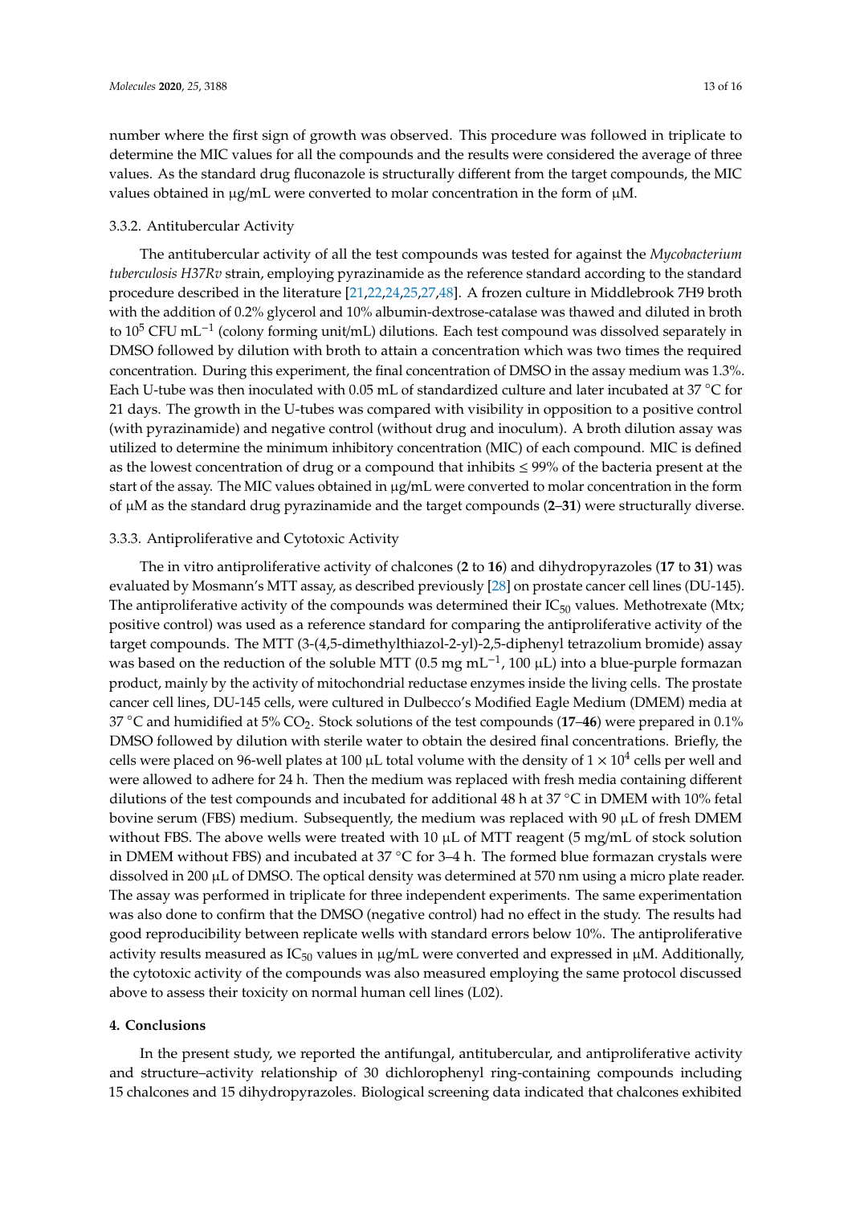number where the first sign of growth was observed. This procedure was followed in triplicate to determine the MIC values for all the compounds and the results were considered the average of three values. As the standard drug fluconazole is structurally different from the target compounds, the MIC values obtained in µg/mL were converted to molar concentration in the form of µM.

### 3.3.2. Antitubercular Activity

The antitubercular activity of all the test compounds was tested for against the *Mycobacterium tuberculosis H37Rv* strain, employing pyrazinamide as the reference standard according to the standard procedure described in the literature [21,22,24,25,27,48]. A frozen culture in Middlebrook 7H9 broth with the addition of 0.2% glycerol and 10% albumin-dextrose-catalase was thawed and diluted in broth to $10^5$ CFU $mL^{-1}$ (colony forming unit/mL) dilutions. Each test compound was dissolved separately in DMSO followed by dilution with broth to attain a concentration which was two times the required concentration. During this experiment, the final concentration of DMSO in the assay medium was 1.3%. Each U-tube was then inoculated with 0.05 mL of standardized culture and later incubated at 37 °C for 21 days. The growth in the U-tubes was compared with visibility in opposition to a positive control (with pyrazinamide) and negative control (without drug and inoculum). A broth dilution assay was utilized to determine the minimum inhibitory concentration (MIC) of each compound. MIC is defined as the lowest concentration of drug or a compound that inhibits ≤ 99% of the bacteria present at the start of the assay. The MIC values obtained in µg/mL were converted to molar concentration in the form of µM as the standard drug pyrazinamide and the target compounds (**2**–**31**) were structurally diverse.

### 3.3.3. Antiproliferative and Cytotoxic Activity

The in vitro antiproliferative activity of chalcones (**2** to **16**) and dihydropyrazoles (**17** to **31**) was evaluated by Mosmann's MTT assay, as described previously [28] on prostate cancer cell lines (DU-145). The antiproliferative activity of the compounds was determined their $IC_{50}$ values. Methotrexate (Mtx; positive control) was used as a reference standard for comparing the antiproliferative activity of the target compounds. The MTT (3-(4,5-dimethylthiazol-2-yl)-2,5-diphenyl tetrazolium bromide) assay was based on the reduction of the soluble MTT (0.5 mg $mL^{-1}$, 100 µL) into a blue-purple formazan product, mainly by the activity of mitochondrial reductase enzymes inside the living cells. The prostate cancer cell lines, DU-145 cells, were cultured in Dulbecco's Modified Eagle Medium (DMEM) media at 37 °C and humidified at 5% $CO_2$. Stock solutions of the test compounds (**17**–**46**) were prepared in 0.1% DMSO followed by dilution with sterile water to obtain the desired final concentrations. Briefly, the cells were placed on 96-well plates at 100 µL total volume with the density of $1 \times 10^4$ cells per well and were allowed to adhere for 24 h. Then the medium was replaced with fresh media containing different dilutions of the test compounds and incubated for additional 48 h at 37 °C in DMEM with 10% fetal bovine serum (FBS) medium. Subsequently, the medium was replaced with 90 µL of fresh DMEM without FBS. The above wells were treated with 10 µL of MTT reagent (5 mg/mL of stock solution in DMEM without FBS) and incubated at 37 °C for 3–4 h. The formed blue formazan crystals were dissolved in 200 µL of DMSO. The optical density was determined at 570 nm using a micro plate reader. The assay was performed in triplicate for three independent experiments. The same experimentation was also done to confirm that the DMSO (negative control) had no effect in the study. The results had good reproducibility between replicate wells with standard errors below 10%. The antiproliferative activity results measured as $IC_{50}$ values in µg/mL were converted and expressed in µM. Additionally, the cytotoxic activity of the compounds was also measured employing the same protocol discussed above to assess their toxicity on normal human cell lines (L02).

## 4. Conclusions

In the present study, we reported the antifungal, antitubercular, and antiproliferative activity and structure–activity relationship of 30 dichlorophenyl ring-containing compounds including 15 chalcones and 15 dihydropyrazoles. Biological screening data indicated that chalcones exhibited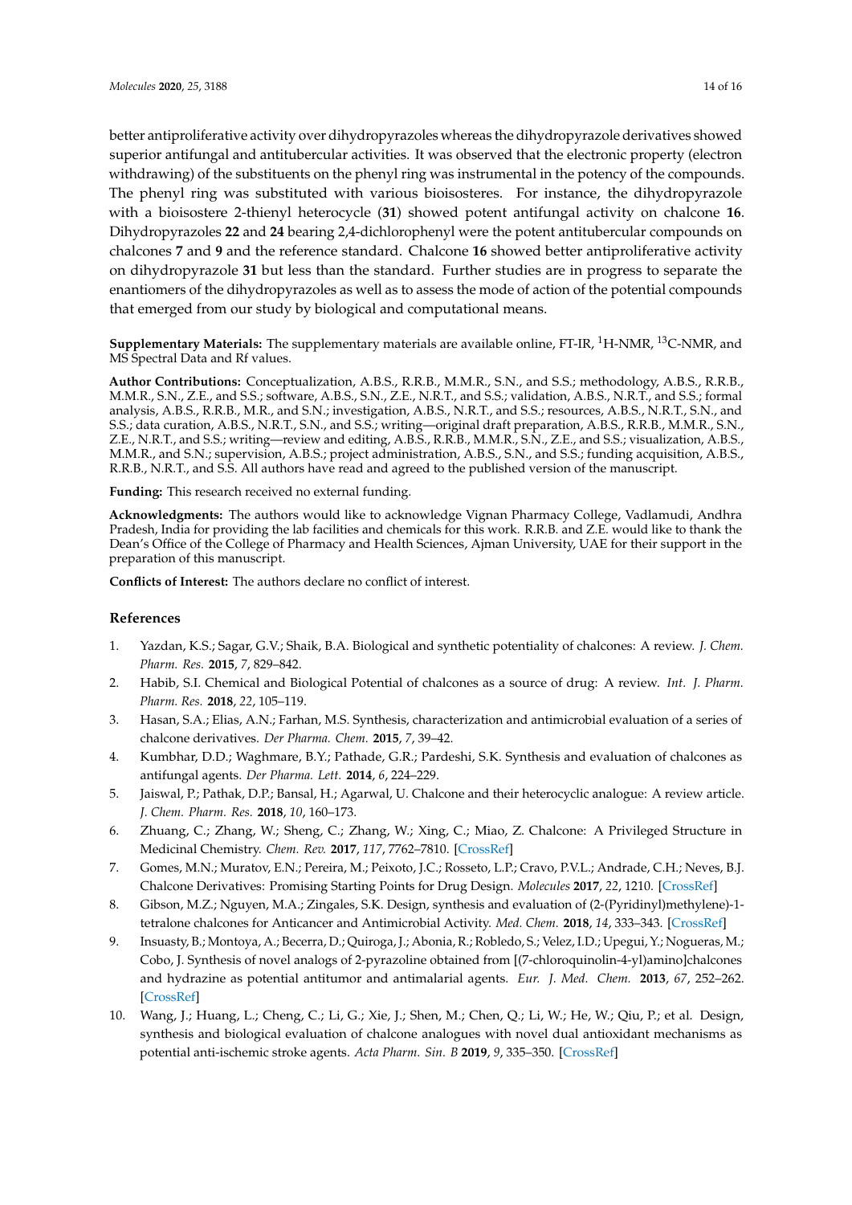better antiproliferative activity over dihydropyrazoles whereas the dihydropyrazole derivatives showed superior antifungal and antitubercular activities. It was observed that the electronic property (electron withdrawing) of the substituents on the phenyl ring was instrumental in the potency of the compounds. The phenyl ring was substituted with various bioisosteres. For instance, the dihydropyrazole with a bioisostere 2-thienyl heterocycle (**31**) showed potent antifungal activity on chalcone **16**. Dihydropyrazoles **22** and **24** bearing 2,4-dichlorophenyl were the potent antitubercular compounds on chalcones **7** and **9** and the reference standard. Chalcone **16** showed better antiproliferative activity on dihydropyrazole **31** but less than the standard. Further studies are in progress to separate the enantiomers of the dihydropyrazoles as well as to assess the mode of action of the potential compounds that emerged from our study by biological and computational means.

**Supplementary Materials:** The supplementary materials are available online, FT-IR, $^{1}$H-NMR, $^{13}$C-NMR, and MS Spectral Data and Rf values.

**Author Contributions:** Conceptualization, A.B.S., R.R.B., M.M.R., S.N., and S.S.; methodology, A.B.S., R.R.B., M.M.R., S.N., Z.E., and S.S.; software, A.B.S., S.N., Z.E., N.R.T., and S.S.; validation, A.B.S., N.R.T., and S.S.; formal analysis, A.B.S., R.R.B., M.R., and S.N.; investigation, A.B.S., N.R.T., and S.S.; resources, A.B.S., N.R.T., S.N., and S.S.; data curation, A.B.S., N.R.T., S.N., and S.S.; writing—original draft preparation, A.B.S., R.R.B., M.M.R., S.N., Z.E., N.R.T., and S.S.; writing—review and editing, A.B.S., R.R.B., M.M.R., S.N., Z.E., and S.S.; visualization, A.B.S., M.M.R., and S.N.; supervision, A.B.S.; project administration, A.B.S., S.N., and S.S.; funding acquisition, A.B.S., R.R.B., N.R.T., and S.S. All authors have read and agreed to the published version of the manuscript.

**Funding:** This research received no external funding.

**Acknowledgments:** The authors would like to acknowledge Vignan Pharmacy College, Vadlamudi, Andhra Pradesh, India for providing the lab facilities and chemicals for this work. R.R.B. and Z.E. would like to thank the Dean's Office of the College of Pharmacy and Health Sciences, Ajman University, UAE for their support in the preparation of this manuscript.

**Conflicts of Interest:** The authors declare no conflict of interest.

## References

1. Yazdan, K.S.; Sagar, G.V.; Shaik, B.A. Biological and synthetic potentiality of chalcones: A review. *J. Chem. Pharm. Res.* **2015**, *7*, 829–842.
2. Habib, S.I. Chemical and Biological Potential of chalcones as a source of drug: A review. *Int. J. Pharm. Pharm. Res.* **2018**, *22*, 105–119.
3. Hasan, S.A.; Elias, A.N.; Farhan, M.S. Synthesis, characterization and antimicrobial evaluation of a series of chalcone derivatives. *Der Pharma. Chem.* **2015**, *7*, 39–42.
4. Kumbhar, D.D.; Waghmare, B.Y.; Pathade, G.R.; Pardeshi, S.K. Synthesis and evaluation of chalcones as antifungal agents. *Der Pharma. Lett.* **2014**, *6*, 224–229.
5. Jaiswal, P.; Pathak, D.P.; Bansal, H.; Agarwal, U. Chalcone and their heterocyclic analogue: A review article. *J. Chem. Pharm. Res.* **2018**, *10*, 160–173.
6. Zhuang, C.; Zhang, W.; Sheng, C.; Zhang, W.; Xing, C.; Miao, Z. Chalcone: A Privileged Structure in Medicinal Chemistry. *Chem. Rev.* **2017**, *117*, 7762–7810. [CrossRef]
7. Gomes, M.N.; Muratov, E.N.; Pereira, M.; Peixoto, J.C.; Rosseto, L.P.; Cravo, P.V.L.; Andrade, C.H.; Neves, B.J. Chalcone Derivatives: Promising Starting Points for Drug Design. *Molecules* **2017**, *22*, 1210. [CrossRef]
8. Gibson, M.Z.; Nguyen, M.A.; Zingales, S.K. Design, synthesis and evaluation of (2-(Pyridinyl)methylene)-1-tetralone chalcones for Anticancer and Antimicrobial Activity. *Med. Chem.* **2018**, *14*, 333–343. [CrossRef]
9. Insuasty, B.; Montoya, A.; Becerra, D.; Quiroga, J.; Abonia, R.; Robledo, S.; Velez, I.D.; Upegui, Y.; Nogueras, M.; Cobo, J. Synthesis of novel analogs of 2-pyrazoline obtained from [(7-chloroquinolin-4-yl)amino]chalcones and hydrazine as potential antitumor and antimalarial agents. *Eur. J. Med. Chem.* **2013**, *67*, 252–262. [CrossRef]
10. Wang, J.; Huang, L.; Cheng, C.; Li, G.; Xie, J.; Shen, M.; Chen, Q.; Li, W.; He, W.; Qiu, P.; et al. Design, synthesis and biological evaluation of chalcone analogues with novel dual antioxidant mechanisms as potential anti-ischemic stroke agents. *Acta Pharm. Sin. B* **2019**, *9*, 335–350. [CrossRef]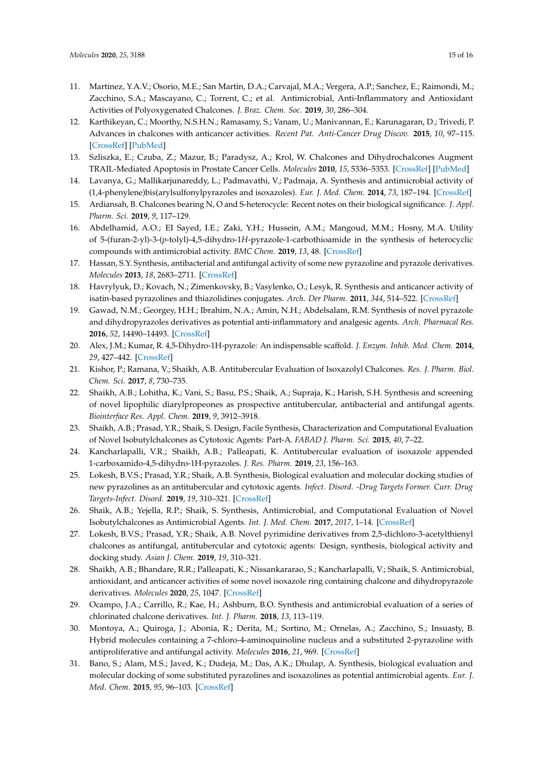11. Martinez, Y.A.V.; Osorio, M.E.; San Martin, D.A.; Carvajal, M.A.; Vergera, A.P.; Sanchez, E.; Raimondi, M.; Zacchino, S.A.; Mascayano, C.; Torrent, C.; et al. Antimicrobial, Anti-Inflammatory and Antioxidant Activities of Polyoxygenated Chalcones. *J. Braz. Chem. Soc.* **2019**, *30*, 286–304.
12. Karthikeyan, C.; Moorthy, N.S.H.N.; Ramasamy, S.; Vanam, U.; Manivannan, E.; Karunagaran, D.; Trivedi, P. Advances in chalcones with anticancer activities. *Recent Pat. Anti-Cancer Drug Discov.* **2015**, *10*, 97–115. [CrossRef] [PubMed]
13. Szliszka, E.; Czuba, Z.; Mazur, B.; Paradysz, A.; Krol, W. Chalcones and Dihydrochalcones Augment TRAIL-Mediated Apoptosis in Prostate Cancer Cells. *Molecules* **2010**, *15*, 5336–5353. [CrossRef] [PubMed]
14. Lavanya, G.; Mallikarjunareddy, L.; Padmavathi, V.; Padmaja, A. Synthesis and antimicrobial activity of (1,4-phenylene)bis(arylsulfonylpyrazoles and isoxazoles). *Eur. J. Med. Chem.* **2014**, *73*, 187–194. [CrossRef]
15. Ardiansah, B. Chalcones bearing N, O and S-heterocycle: Recent notes on their biological significance. *J. Appl. Pharm. Sci.* **2019**, *9*, 117–129.
16. Abdelhamid, A.O.; EI Sayed, I.E.; Zaki, Y.H.; Hussein, A.M.; Mangoud, M.M.; Hosny, M.A. Utility of 5-(furan-2-yl)-3-(*p*-tolyl)-4,5-dihydro-1*H*-pyrazole-1-carbothioamide in the synthesis of heterocyclic compounds with antimicrobial activity. *BMC Chem.* **2019**, *13*, 48. [CrossRef]
17. Hassan, S.Y. Synthesis, antibacterial and antifungal activity of some new pyrazoline and pyrazole derivatives. *Molecules* **2013**, *18*, 2683–2711. [CrossRef]
18. Havrylyuk, D.; Kovach, N.; Zimenkovsky, B.; Vasylenko, O.; Lesyk, R. Synthesis and anticancer activity of isatin-based pyrazolines and thiazolidines conjugates. *Arch. Der Pharm.* **2011**, *344*, 514–522. [CrossRef]
19. Gawad, N.M.; Georgey, H.H.; Ibrahim, N.A.; Amin, N.H.; Abdelsalam, R.M. Synthesis of novel pyrazole and dihydropyrazoles derivatives as potential anti-inflammatory and analgesic agents. *Arch. Pharmacal Res.* **2016**, *52*, 14490–14493. [CrossRef]
20. Alex, J.M.; Kumar, R. 4,5-Dihydro-1H-pyrazole: An indispensable scaffold. *J. Enzym. Inhib. Med. Chem.* **2014**, *29*, 427–442. [CrossRef]
21. Kishor, P.; Ramana, V.; Shaikh, A.B. Antitubercular Evaluation of Isoxazolyl Chalcones. *Res. J. Pharm. Biol. Chem. Sci.* **2017**, *8*, 730–735.
22. Shaikh, A.B.; Lohitha, K.; Vani, S.; Basu, P.S.; Shaik, A.; Supraja, K.; Harish, S.H. Synthesis and screening of novel lipophilic diarylpropeones as prospective antitubercular, antibacterial and antifungal agents. *Biointerface Res. Appl. Chem.* **2019**, *9*, 3912–3918.
23. Shaikh, A.B.; Prasad, Y.R.; Shaik, S. Design, Facile Synthesis, Characterization and Computational Evaluation of Novel Isobutylchalcones as Cytotoxic Agents: Part-A. *FABAD J. Pharm. Sci.* **2015**, *40*, 7–22.
24. Kancharlapalli, V.R.; Shaikh, A.B.; Palleapati, K. Antitubercular evaluation of isoxazole appended 1-carboxamido-4,5-dihydro-1H-pyrazoles. *J. Res. Pharm.* **2019**, *23*, 156–163.
25. Lokesh, B.V.S.; Prasad, Y.R.; Shaik, A.B. Synthesis, Biological evaluation and molecular docking studies of new pyrazolines as an antitubercular and cytotoxic agents. *Infect. Disord. -Drug Targets Former. Curr. Drug Targets-Infect. Disord.* **2019**, *19*, 310–321. [CrossRef]
26. Shaik, A.B.; Yejella, R.P.; Shaik, S. Synthesis, Antimicrobial, and Computational Evaluation of Novel Isobutylchalcones as Antimicrobial Agents. *Int. J. Med. Chem.* **2017**, *2017*, 1–14. [CrossRef]
27. Lokesh, B.V.S.; Prasad, Y.R.; Shaik, A.B. Novel pyrimidine derivatives from 2,5-dichloro-3-acetylthienyl chalcones as antifungal, antitubercular and cytotoxic agents: Design, synthesis, biological activity and docking study. *Asian J. Chem.* **2019**, *19*, 310–321.
28. Shaikh, A.B.; Bhandare, R.R.; Palleapati, K.; Nissankararao, S.; Kancharlapalli, V.; Shaik, S. Antimicrobial, antioxidant, and anticancer activities of some novel isoxazole ring containing chalcone and dihydropyrazole derivatives. *Molecules* **2020**, *25*, 1047. [CrossRef]
29. Ocampo, J.A.; Carrillo, R.; Kae, H.; Ashburn, B.O. Synthesis and antimicrobial evaluation of a series of chlorinated chalcone derivatives. *Int. J. Pharm.* **2018**, *13*, 113–119.
30. Montoya, A.; Quiroga, J.; Abonia, R.; Derita, M.; Sortino, M.; Ornelas, A.; Zacchino, S.; Insuasty, B. Hybrid molecules containing a 7-chloro-4-aminoquinoline nucleus and a substituted 2-pyrazoline with antiproliferative and antifungal activity. *Molecules* **2016**, *21*, 969. [CrossRef]
31. Bano, S.; Alam, M.S.; Javed, K.; Dudeja, M.; Das, A.K.; Dhulap, A. Synthesis, biological evaluation and molecular docking of some substituted pyrazolines and isoxazolines as potential antimicrobial agents. *Eur. J. Med. Chem.* **2015**, *95*, 96–103. [CrossRef]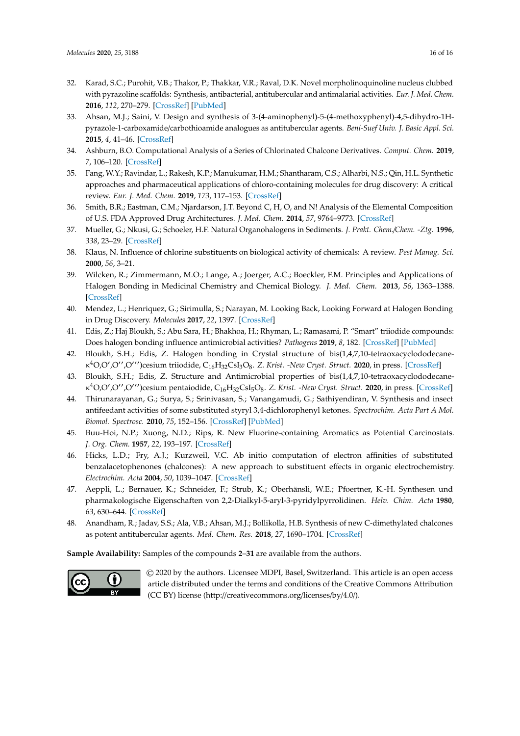32. Karad, S.C.; Purohit, V.B.; Thakor, P.; Thakkar, V.R.; Raval, D.K. Novel morpholinoquinoline nucleus clubbed with pyrazoline scaffolds: Synthesis, antibacterial, antitubercular and antimalarial activities. *Eur. J. Med. Chem.* **2016**, *112*, 270–279. [CrossRef] [PubMed]
33. Ahsan, M.J.; Saini, V. Design and synthesis of 3-(4-aminophenyl)-5-(4-methoxyphenyl)-4,5-dihydro-1H-pyrazole-1-carboxamide/carbothioamide analogues as antitubercular agents. *Beni-Suef Univ. J. Basic Appl. Sci.* **2015**, *4*, 41–46. [CrossRef]
34. Ashburn, B.O. Computational Analysis of a Series of Chlorinated Chalcone Derivatives. *Comput. Chem.* **2019**, *7*, 106–120. [CrossRef]
35. Fang, W.Y.; Ravindar, L.; Rakesh, K.P.; Manukumar, H.M.; Shantharam, C.S.; Alharbi, N.S.; Qin, H.L. Synthetic approaches and pharmaceutical applications of chloro-containing molecules for drug discovery: A critical review. *Eur. J. Med. Chem.* **2019**, *173*, 117–153. [CrossRef]
36. Smith, B.R.; Eastman, C.M.; Njardarson, J.T. Beyond C, H, O, and N! Analysis of the Elemental Composition of U.S. FDA Approved Drug Architectures. *J. Med. Chem.* **2014**, *57*, 9764–9773. [CrossRef]
37. Mueller, G.; Nkusi, G.; Schoeler, H.F. Natural Organohalogens in Sediments. *J. Prakt. Chem./Chem. -Ztg.* **1996**, *338*, 23–29. [CrossRef]
38. Klaus, N. Influence of chlorine substituents on biological activity of chemicals: A review. *Pest Manag. Sci.* **2000**, *56*, 3–21.
39. Wilcken, R.; Zimmermann, M.O.; Lange, A.; Joerger, A.C.; Boeckler, F.M. Principles and Applications of Halogen Bonding in Medicinal Chemistry and Chemical Biology. *J. Med. Chem.* **2013**, *56*, 1363–1388. [CrossRef]
40. Mendez, L.; Henriquez, G.; Sirimulla, S.; Narayan, M. Looking Back, Looking Forward at Halogen Bonding in Drug Discovery. *Molecules* **2017**, *22*, 1397. [CrossRef]
41. Edis, Z.; Haj Bloukh, S.; Abu Sara, H.; Bhakhoa, H.; Rhyman, L.; Ramasami, P. "Smart" triiodide compounds: Does halogen bonding influence antimicrobial activities? *Pathogens* **2019**, *8*, 182. [CrossRef] [PubMed]
42. Bloukh, S.H.; Edis, Z. Halogen bonding in Crystal structure of bis(1,4,7,10-tetraoxacyclododecane-$\kappa^4$O,O′,O′′,O′′′)cesium triiodide, $C_{16}H_{32}CsI_3O_8$. *Z. Krist. -New Cryst. Struct.* **2020**, in press. [CrossRef]
43. Bloukh, S.H.; Edis, Z. Structure and Antimicrobial properties of bis(1,4,7,10-tetraoxacyclododecane-$\kappa^4$O,O′,O′′,O′′′)cesium pentaiodide, $C_{16}H_{32}CsI_5O_8$. *Z. Krist. -New Cryst. Struct.* **2020**, in press. [CrossRef]
44. Thirunarayanan, G.; Surya, S.; Srinivasan, S.; Vanangamudi, G.; Sathiyendiran, V. Synthesis and insect antifeedant activities of some substituted styryl 3,4-dichlorophenyl ketones. *Spectrochim. Acta Part A Mol. Biomol. Spectrosc.* **2010**, *75*, 152–156. [CrossRef] [PubMed]
45. Buu-Hoi, N.P.; Xuong, N.D.; Rips, R. New Fluorine-containing Aromatics as Potential Carcinostats. *J. Org. Chem.* **1957**, *22*, 193–197. [CrossRef]
46. Hicks, L.D.; Fry, A.J.; Kurzweil, V.C. Ab initio computation of electron affinities of substituted benzalacetophenones (chalcones): A new approach to substituent effects in organic electrochemistry. *Electrochim. Acta* **2004**, *50*, 1039–1047. [CrossRef]
47. Aeppli, L.; Bernauer, K.; Schneider, F.; Strub, K.; Oberhänsli, W.E.; Pfoertner, K.-H. Synthesen und pharmakologische Eigenschaften von 2,2-Dialkyl-5-aryl-3-pyridylpyrrolidinen. *Helv. Chim. Acta* **1980**, *63*, 630–644. [CrossRef]
48. Anandham, R.; Jadav, S.S.; Ala, V.B.; Ahsan, M.J.; Bollikolla, H.B. Synthesis of new C-dimethylated chalcones as potent antitubercular agents. *Med. Chem. Res.* **2018**, *27*, 1690–1704. [CrossRef]

**Sample Availability:** Samples of the compounds **2**–**31** are available from the authors.

© 2020 by the authors. Licensee MDPI, Basel, Switzerland. This article is an open access article distributed under the terms and conditions of the Creative Commons Attribution (CC BY) license (http://creativecommons.org/licenses/by/4.0/).